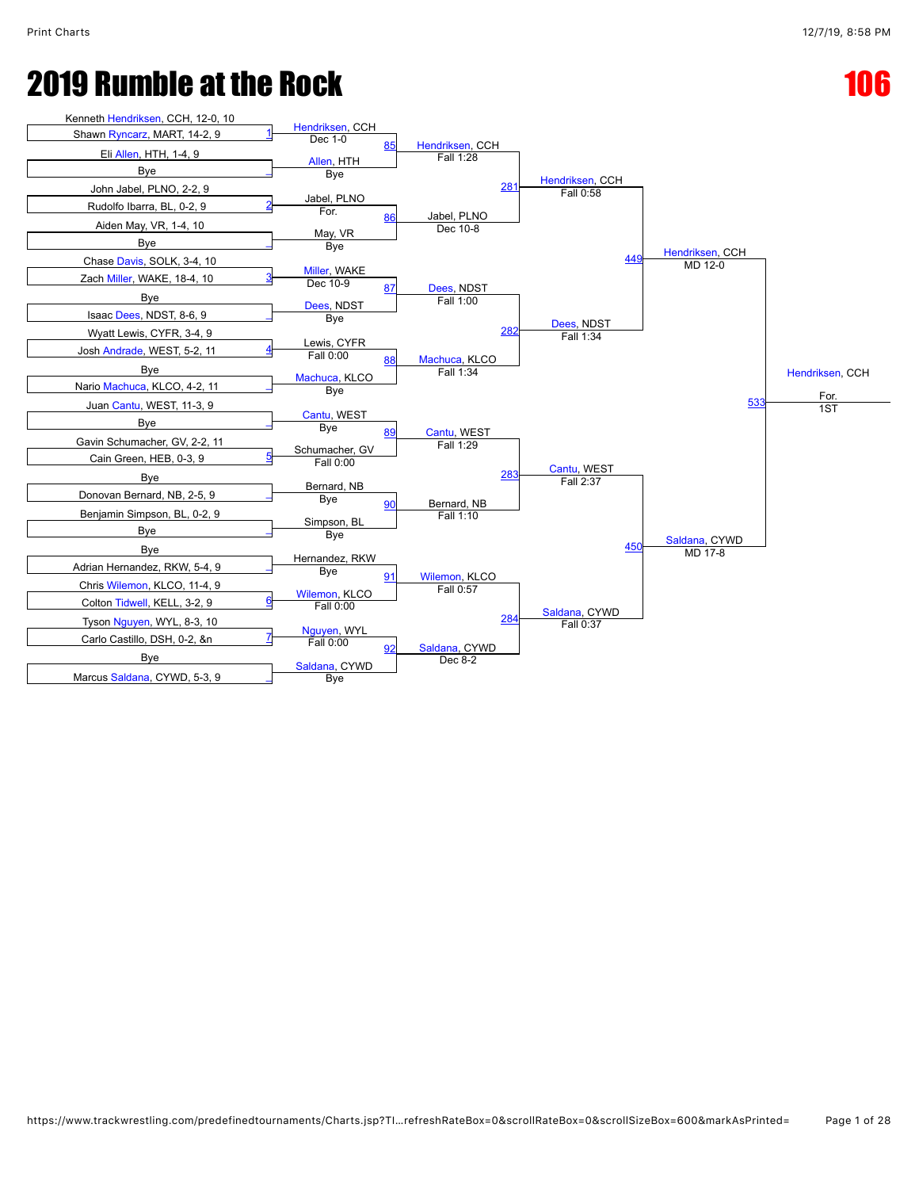# 2019 Rumble at the Rock

## 106

### First Round

| Bout | Wrestler 1 | Wrestler 2 | Winner | Result |
|---|---|---|---|---|
| 1 | Kenneth Hendriksen, CCH, 12-0, 10 | Shawn Ryncarz, MART, 14-2, 9 | Hendriksen, CCH | Dec 1-0 |
| _ | Eli Allen, HTH, 1-4, 9 | Bye | Allen, HTH | Bye |
| 2 | John Jabel, PLNO, 2-2, 9 | Rudolfo Ibarra, BL, 0-2, 9 | Jabel, PLNO | For. |
| _ | Aiden May, VR, 1-4, 10 | Bye | May, VR | Bye |
| 3 | Chase Davis, SOLK, 3-4, 10 | Zach Miller, WAKE, 18-4, 10 | Miller, WAKE | Dec 10-9 |
| _ | Bye | Isaac Dees, NDST, 8-6, 9 | Dees, NDST | Bye |
| 4 | Wyatt Lewis, CYFR, 3-4, 9 | Josh Andrade, WEST, 5-2, 11 | Lewis, CYFR | Fall 0:00 |
| _ | Bye | Nario Machuca, KLCO, 4-2, 11 | Machuca, KLCO | Bye |
| _ | Juan Cantu, WEST, 11-3, 9 | Bye | Cantu, WEST | Bye |
| 5 | Gavin Schumacher, GV, 2-2, 11 | Cain Green, HEB, 0-3, 9 | Schumacher, GV | Fall 0:00 |
| _ | Bye | Donovan Bernard, NB, 2-5, 9 | Bernard, NB | Bye |
| _ | Benjamin Simpson, BL, 0-2, 9 | Bye | Simpson, BL | Bye |
| _ | Bye | Adrian Hernandez, RKW, 5-4, 9 | Hernandez, RKW | Bye |
| 6 | Chris Wilemon, KLCO, 11-4, 9 | Colton Tidwell, KELL, 3-2, 9 | Wilemon, KLCO | Fall 0:00 |
| 7 | Tyson Nguyen, WYL, 8-3, 10 | Carlo Castillo, DSH, 0-2, &n | Nguyen, WYL | Fall 0:00 |
| _ | Bye | Marcus Saldana, CYWD, 5-3, 9 | Saldana, CYWD | Bye |

### Second Round

| Bout | Winner | Result |
|---|---|---|
| 85 | Hendriksen, CCH | Fall 1:28 |
| 86 | Jabel, PLNO | Dec 10-8 |
| 87 | Dees, NDST | Fall 1:00 |
| 88 | Machuca, KLCO | Fall 1:34 |
| 89 | Cantu, WEST | Fall 1:29 |
| 90 | Bernard, NB | Fall 1:10 |
| 91 | Wilemon, KLCO | Fall 0:57 |
| 92 | Saldana, CYWD | Dec 8-2 |

### Quarterfinals

| Bout | Winner | Result |
|---|---|---|
| 281 | Hendriksen, CCH | Fall 0:58 |
| 282 | Dees, NDST | Fall 1:34 |
| 283 | Cantu, WEST | Fall 2:37 |
| 284 | Saldana, CYWD | Fall 0:37 |

### Semifinals

| Bout | Winner | Result |
|---|---|---|
| 449 | Hendriksen, CCH | MD 12-0 |
| 450 | Saldana, CYWD | MD 17-8 |

### Final

| Bout | Winner | Result |
|---|---|---|
| 533 | Hendriksen, CCH | For. 1ST |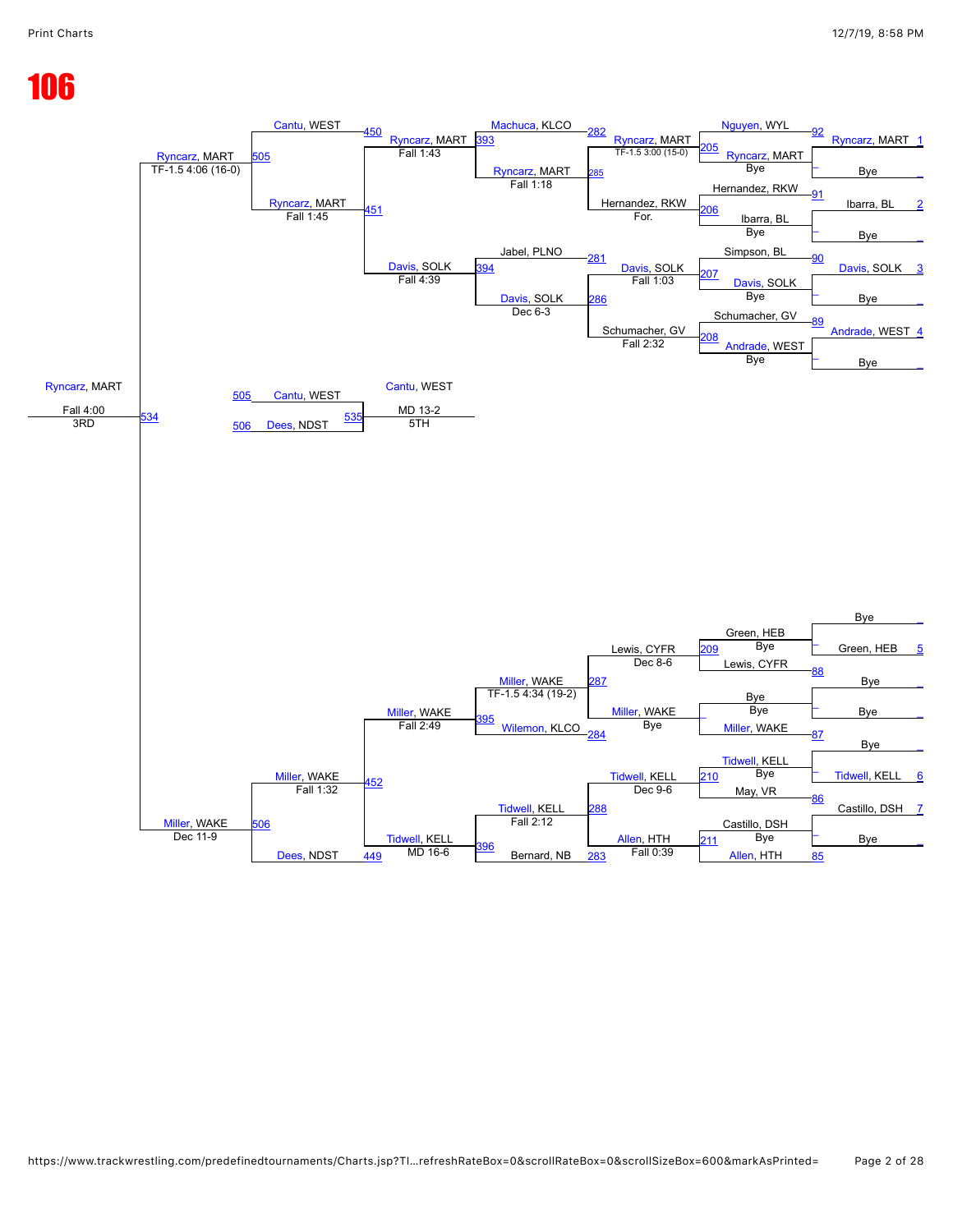# 106

## Consolation Bracket

### Top Half

| Bout | Wrestler | Result |
|---|---|---|
| 1 | Ryncarz, MART vs Bye | Ryncarz, MART |
| 2 | Ibarra, BL vs Bye | Ibarra, BL |
| 3 | Davis, SOLK vs Bye | Davis, SOLK |
| 4 | Andrade, WEST vs Bye | Andrade, WEST |
| 92 | Nguyen, WYL vs Ryncarz, MART | Ryncarz, MART (Bye) |
| 91 | Hernandez, RKW vs Ibarra, BL | Ibarra, BL (Bye) |
| 90 | Simpson, BL vs Davis, SOLK | Davis, SOLK (Bye) |
| 89 | Schumacher, GV vs Andrade, WEST | Andrade, WEST (Bye) |
| 205 | Nguyen, WYL vs Ryncarz, MART | Ryncarz, MART TF-1.5 3:00 (15-0) |
| 206 | Hernandez, RKW vs Ibarra, BL | Hernandez, RKW For. |
| 207 | Simpson, BL vs Davis, SOLK | Davis, SOLK Fall 1:03 |
| 208 | Schumacher, GV vs Andrade, WEST | Schumacher, GV Fall 2:32 |
| 282 | Machuca, KLCO vs Ryncarz, MART | Ryncarz, MART |
| 285 | Ryncarz, MART vs Hernandez, RKW | Ryncarz, MART Fall 1:18 |
| 281 | Jabel, PLNO vs Davis, SOLK | Davis, SOLK |
| 286 | Davis, SOLK vs Schumacher, GV | Davis, SOLK Dec 6-3 |
| 393 | Machuca, KLCO vs Ryncarz, MART | Ryncarz, MART Fall 1:43 |
| 394 | Jabel, PLNO vs Davis, SOLK | Davis, SOLK Fall 4:39 |
| 450 | Cantu, WEST vs Ryncarz, MART | Ryncarz, MART |
| 451 | Ryncarz, MART vs Davis, SOLK | Ryncarz, MART Fall 1:45 |
| 505 | Cantu, WEST vs Ryncarz, MART | Ryncarz, MART TF-1.5 4:06 (16-0) |

### Bottom Half

| Bout | Wrestler | Result |
|---|---|---|
| 5 | Bye vs Green, HEB | Green, HEB |
| – | Bye vs Bye | Bye |
| – | Bye vs Bye | – |
| 6 | Bye vs Tidwell, KELL | Tidwell, KELL |
| 7 | Castillo, DSH vs Bye | Castillo, DSH |
| 88 | Green, HEB vs Lewis, CYFR | Lewis, CYFR (Bye) |
| 87 | Bye vs Miller, WAKE | Miller, WAKE (Bye) |
| 86 | Tidwell, KELL vs May, VR | Tidwell, KELL (Bye) |
| 85 | Castillo, DSH vs Allen, HTH | Allen, HTH (Bye) |
| 209 | Green, HEB vs Lewis, CYFR | Lewis, CYFR Dec 8-6 |
| – | Bye vs Miller, WAKE | Miller, WAKE Bye |
| 210 | Tidwell, KELL vs May, VR | Tidwell, KELL Dec 9-6 |
| 211 | Castillo, DSH vs Allen, HTH | Allen, HTH Fall 0:39 |
| 287 | Lewis, CYFR vs Miller, WAKE | Miller, WAKE TF-1.5 4:34 (19-2) |
| 284 | Miller, WAKE vs Wilemon, KLCO | Miller, WAKE |
| 288 | Tidwell, KELL vs Allen, HTH | Tidwell, KELL Fall 2:12 |
| 283 | Tidwell, KELL vs Bernard, NB | Tidwell, KELL |
| 395 | Miller, WAKE vs Wilemon, KLCO | Miller, WAKE Fall 2:49 |
| 396 | Tidwell, KELL vs Bernard, NB | Tidwell, KELL MD 16-6 |
| 452 | Miller, WAKE vs Tidwell, KELL | Miller, WAKE Fall 1:32 |
| 449 | Tidwell, KELL vs Dees, NDST | Dees, NDST |
| 506 | Miller, WAKE vs Dees, NDST | Miller, WAKE Dec 11-9 |

### Placement Matches

| Bout | Wrestler | Result |
|---|---|---|
| 534 | Ryncarz, MART vs Miller, WAKE | Ryncarz, MART Fall 4:00 — 3RD |
| 535 | Cantu, WEST (505) vs Dees, NDST (506) | Cantu, WEST MD 13-2 — 5TH |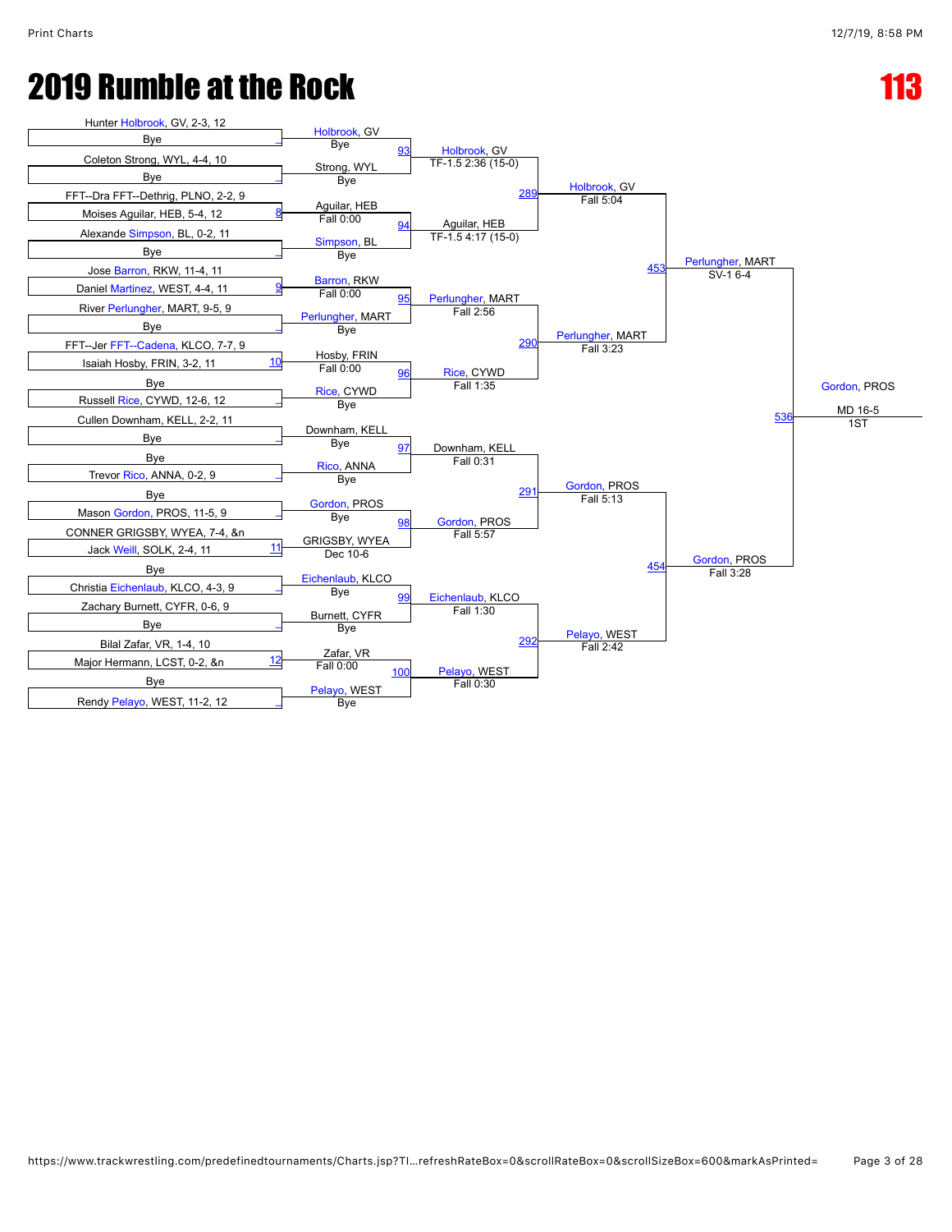# 2019 Rumble at the Rock

# 113

## First Round (Entrants)

| Bout | Top Wrestler | Bottom Wrestler |
|---|---|---|
| _ | Hunter Holbrook, GV, 2-3, 12 | Bye |
| _ | Coleton Strong, WYL, 4-4, 10 | Bye |
| 8 | FFT--Dra FFT--Dethrig, PLNO, 2-2, 9 | Moises Aguilar, HEB, 5-4, 12 |
| _ | Alexande Simpson, BL, 0-2, 11 | Bye |
| 9 | Jose Barron, RKW, 11-4, 11 | Daniel Martinez, WEST, 4-4, 11 |
| _ | River Perlungher, MART, 9-5, 9 | Bye |
| 10 | FFT--Jer FFT--Cadena, KLCO, 7-7, 9 | Isaiah Hosby, FRIN, 3-2, 11 |
| _ | Bye | Russell Rice, CYWD, 12-6, 12 |
| _ | Cullen Downham, KELL, 2-2, 11 | Bye |
| _ | Bye | Trevor Rico, ANNA, 0-2, 9 |
| _ | Bye | Mason Gordon, PROS, 11-5, 9 |
| 11 | CONNER GRIGSBY, WYEA, 7-4, &n | Jack Weill, SOLK, 2-4, 11 |
| _ | Bye | Christia Eichenlaub, KLCO, 4-3, 9 |
| _ | Zachary Burnett, CYFR, 0-6, 9 | Bye |
| 12 | Bilal Zafar, VR, 1-4, 10 | Major Hermann, LCST, 0-2, &n |
| _ | Bye | Rendy Pelayo, WEST, 11-2, 12 |

## First Round Results

| Winner | Result |
|---|---|
| Holbrook, GV | Bye |
| Strong, WYL | Bye |
| Aguilar, HEB | Fall 0:00 |
| Simpson, BL | Bye |
| Barron, RKW | Fall 0:00 |
| Perlungher, MART | Bye |
| Hosby, FRIN | Fall 0:00 |
| Rice, CYWD | Bye |
| Downham, KELL | Bye |
| Rico, ANNA | Bye |
| Gordon, PROS | Bye |
| GRIGSBY, WYEA | Dec 10-6 |
| Eichenlaub, KLCO | Bye |
| Burnett, CYFR | Bye |
| Zafar, VR | Fall 0:00 |
| Pelayo, WEST | Bye |

## Second Round

| Bout | Winner | Result |
|---|---|---|
| 93 | Holbrook, GV | TF-1.5 2:36 (15-0) |
| 94 | Aguilar, HEB | TF-1.5 4:17 (15-0) |
| 95 | Perlungher, MART | Fall 2:56 |
| 96 | Rice, CYWD | Fall 1:35 |
| 97 | Downham, KELL | Fall 0:31 |
| 98 | Gordon, PROS | Fall 5:57 |
| 99 | Eichenlaub, KLCO | Fall 1:30 |
| 100 | Pelayo, WEST | Fall 0:30 |

## Quarterfinals

| Bout | Winner | Result |
|---|---|---|
| 289 | Holbrook, GV | Fall 5:04 |
| 290 | Perlungher, MART | Fall 3:23 |
| 291 | Gordon, PROS | Fall 5:13 |
| 292 | Pelayo, WEST | Fall 2:42 |

## Semifinals

| Bout | Winner | Result |
|---|---|---|
| 453 | Perlungher, MART | SV-1 6-4 |
| 454 | Gordon, PROS | Fall 3:28 |

## Final

| Bout | Winner | Result | Place |
|---|---|---|---|
| 536 | Gordon, PROS | MD 16-5 | 1ST |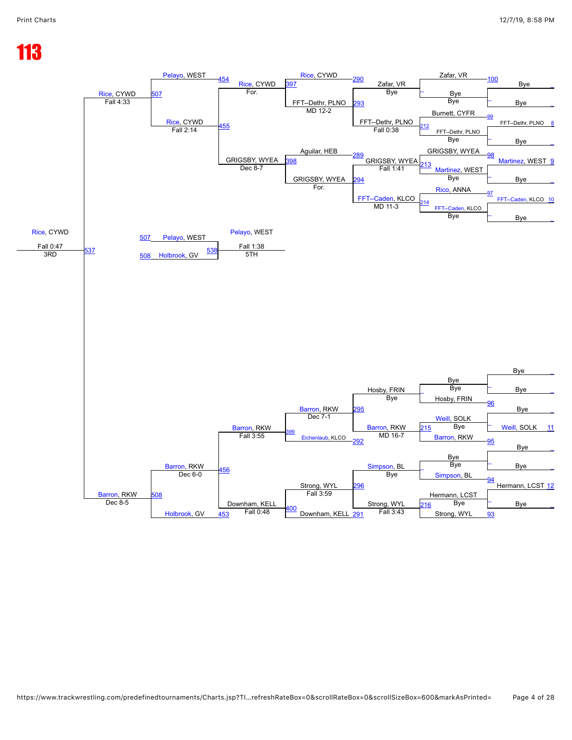# 113

## Consolation Bracket (right to left)

### Upper half

| Bout | Wrestler 1 | Wrestler 2 | Winner | Result |
|---|---|---|---|---|
| 100 | Bye | Bye | — | — |
| 8 | FFT--Dethr, PLNO | Bye | — | — |
| 9 | Martinez, WEST | Bye | — | — |
| 10 | FFT--Caden, KLCO | Bye | — | — |
| 100 | Zafar, VR | Bye | Zafar, VR | Bye |
| 99 | Burnett, CYFR | FFT--Dethr, PLNO | FFT--Dethr, PLNO | Bye |
| 98 | GRIGSBY, WYEA | Martinez, WEST | Martinez, WEST | Bye |
| 97 | Rico, ANNA | FFT--Caden, KLCO | FFT--Caden, KLCO | Bye |
| 290 | Rice, CYWD | Zafar, VR | Zafar, VR | Bye |
| 212 | Zafar, VR | FFT--Dethr, PLNO | FFT--Dethr, PLNO | Fall 0:38 |
| 289 | Aguilar, HEB | GRIGSBY, WYEA | GRIGSBY, WYEA | Fall 1:41 |
| 214 | GRIGSBY, WYEA | FFT--Caden, KLCO | FFT--Caden, KLCO | MD 11-3 |
| 397 | Rice, CYWD | FFT--Dethr, PLNO | FFT--Dethr, PLNO | MD 12-2 |
| 398 | Aguilar, HEB | GRIGSBY, WYEA | GRIGSBY, WYEA | For. |
| 454 | Pelayo, WEST | Rice, CYWD | Rice, CYWD | For. |
| 455 | Rice, CYWD | GRIGSBY, WYEA | GRIGSBY, WYEA | Dec 8-7 |
| 507 | Pelayo, WEST | Rice, CYWD | Rice, CYWD | Fall 2:14 |

- 507: Rice, CYWD — Fall 4:33

### Lower half

| Bout | Wrestler 1 | Wrestler 2 | Winner | Result |
|---|---|---|---|---|
| — | Bye | Bye | Bye | Bye |
| 96 | Bye | Hosby, FRIN | Hosby, FRIN | Bye |
| 11 | Bye | Weill, SOLK | — | — |
| 95 | Weill, SOLK | Barron, RKW | Barron, RKW | Bye |
| — | Bye | Bye | Bye | Bye |
| 94 | Simpson, BL | Hermann, LCST | Simpson, BL | — |
| 12 | Hermann, LCST | Bye | — | — |
| 93 | Hermann, LCST | Strong, WYL | Strong, WYL | Bye |
| 295 | Hosby, FRIN | Barron, RKW | Barron, RKW | MD 16-7 |
| 296 | Simpson, BL | Strong, WYL | Strong, WYL | Fall 3:43 |
| 399 | Barron, RKW | Eichenlaub, KLCO | Barron, RKW | Dec 7-1 |
| 400 | Strong, WYL | Downham, KELL | Strong, WYL | Fall 3:59 |
| 456 | Barron, RKW | Downham, KELL | Barron, RKW | Fall 3:55 |
| 453 | Holbrook, GV | Downham, KELL | Downham, KELL | Fall 0:48 |
| 508 | Barron, RKW | Holbrook, GV | Barron, RKW | Dec 6-0 |

- 508: Barron, RKW — Dec 8-5

## 3rd Place (537)

Rice, CYWD — Fall 0:47 — 3RD

## 5th Place (538)

- 507: Pelayo, WEST
- 508: Holbrook, GV

Pelayo, WEST — Fall 1:38 — 5TH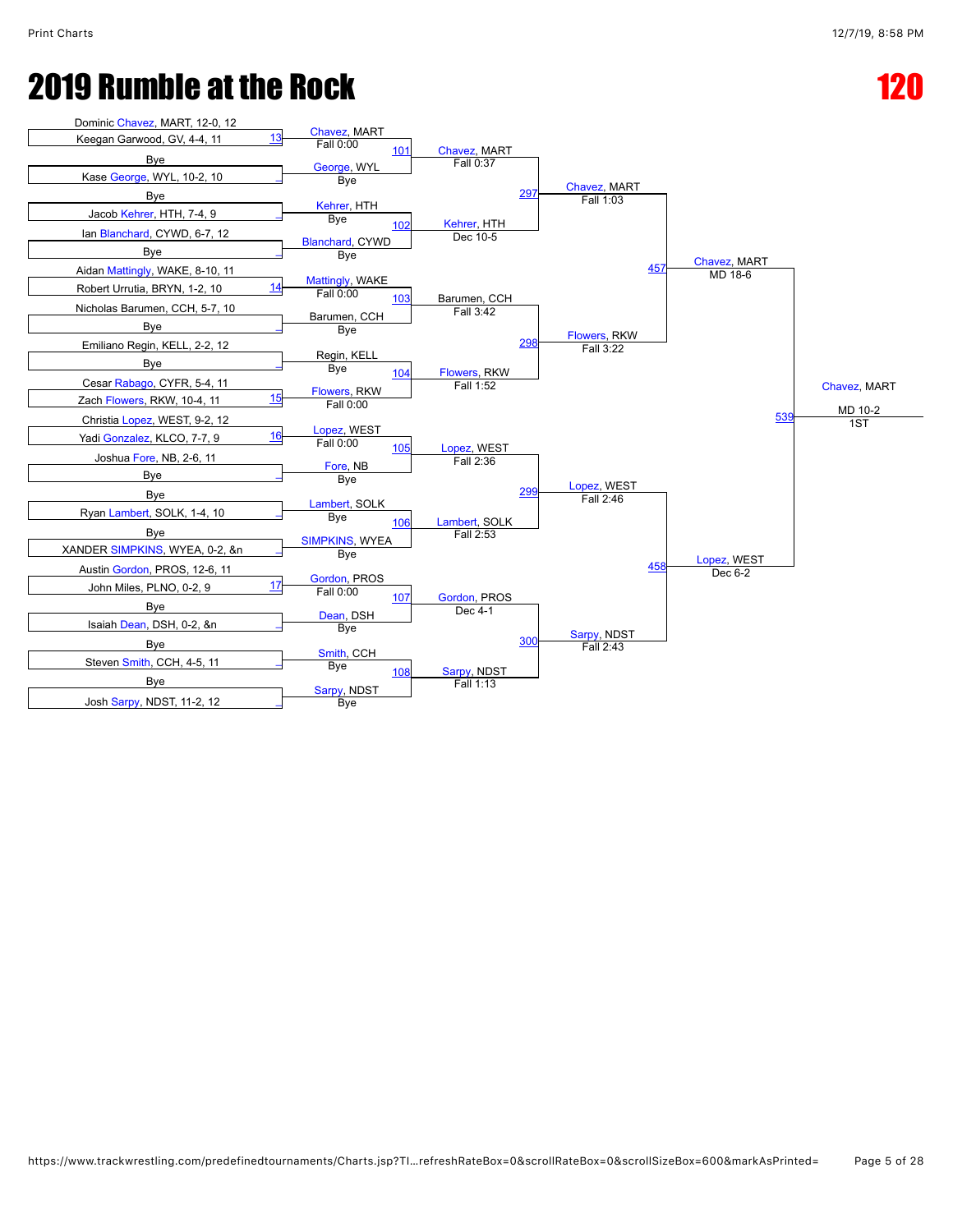# 2019 Rumble at the Rock

# 120

## Round 1

| Match | Wrestler 1 | Wrestler 2 | Winner | Result |
|---|---|---|---|---|
| 13 | Dominic Chavez, MART, 12-0, 12 | Keegan Garwood, GV, 4-4, 11 | Chavez, MART | Fall 0:00 |
| | Bye | Kase George, WYL, 10-2, 10 | George, WYL | Bye |
| | Bye | Jacob Kehrer, HTH, 7-4, 9 | Kehrer, HTH | Bye |
| | Ian Blanchard, CYWD, 6-7, 12 | Bye | Blanchard, CYWD | Bye |
| 14 | Aidan Mattingly, WAKE, 8-10, 11 | Robert Urrutia, BRYN, 1-2, 10 | Mattingly, WAKE | Fall 0:00 |
| | Nicholas Barumen, CCH, 5-7, 10 | Bye | Barumen, CCH | Bye |
| | Emiliano Regin, KELL, 2-2, 12 | Bye | Regin, KELL | Bye |
| 15 | Cesar Rabago, CYFR, 5-4, 11 | Zach Flowers, RKW, 10-4, 11 | Flowers, RKW | Fall 0:00 |
| 16 | Christia Lopez, WEST, 9-2, 12 | Yadi Gonzalez, KLCO, 7-7, 9 | Lopez, WEST | Fall 0:00 |
| | Joshua Fore, NB, 2-6, 11 | Bye | Fore, NB | Bye |
| | Bye | Ryan Lambert, SOLK, 1-4, 10 | Lambert, SOLK | Bye |
| | Bye | XANDER SIMPKINS, WYEA, 0-2, &n | SIMPKINS, WYEA | Bye |
| 17 | Austin Gordon, PROS, 12-6, 11 | John Miles, PLNO, 0-2, 9 | Gordon, PROS | Fall 0:00 |
| | Bye | Isaiah Dean, DSH, 0-2, &n | Dean, DSH | Bye |
| | Bye | Steven Smith, CCH, 4-5, 11 | Smith, CCH | Bye |
| | Bye | Josh Sarpy, NDST, 11-2, 12 | Sarpy, NDST | Bye |

## Round 2

| Match | Winner | Result |
|---|---|---|
| 101 | Chavez, MART | Fall 0:37 |
| 102 | Kehrer, HTH | Dec 10-5 |
| 103 | Barumen, CCH | Fall 3:42 |
| 104 | Flowers, RKW | Fall 1:52 |
| 105 | Lopez, WEST | Fall 2:36 |
| 106 | Lambert, SOLK | Fall 2:53 |
| 107 | Gordon, PROS | Dec 4-1 |
| 108 | Sarpy, NDST | Fall 1:13 |

## Quarterfinals

| Match | Winner | Result |
|---|---|---|
| 297 | Chavez, MART | Fall 1:03 |
| 298 | Flowers, RKW | Fall 3:22 |
| 299 | Lopez, WEST | Fall 2:46 |
| 300 | Sarpy, NDST | Fall 2:43 |

## Semifinals

| Match | Winner | Result |
|---|---|---|
| 457 | Chavez, MART | MD 18-6 |
| 458 | Lopez, WEST | Dec 6-2 |

## Final

| Match | Winner | Result | Place |
|---|---|---|---|
| 539 | Chavez, MART | MD 10-2 | 1ST |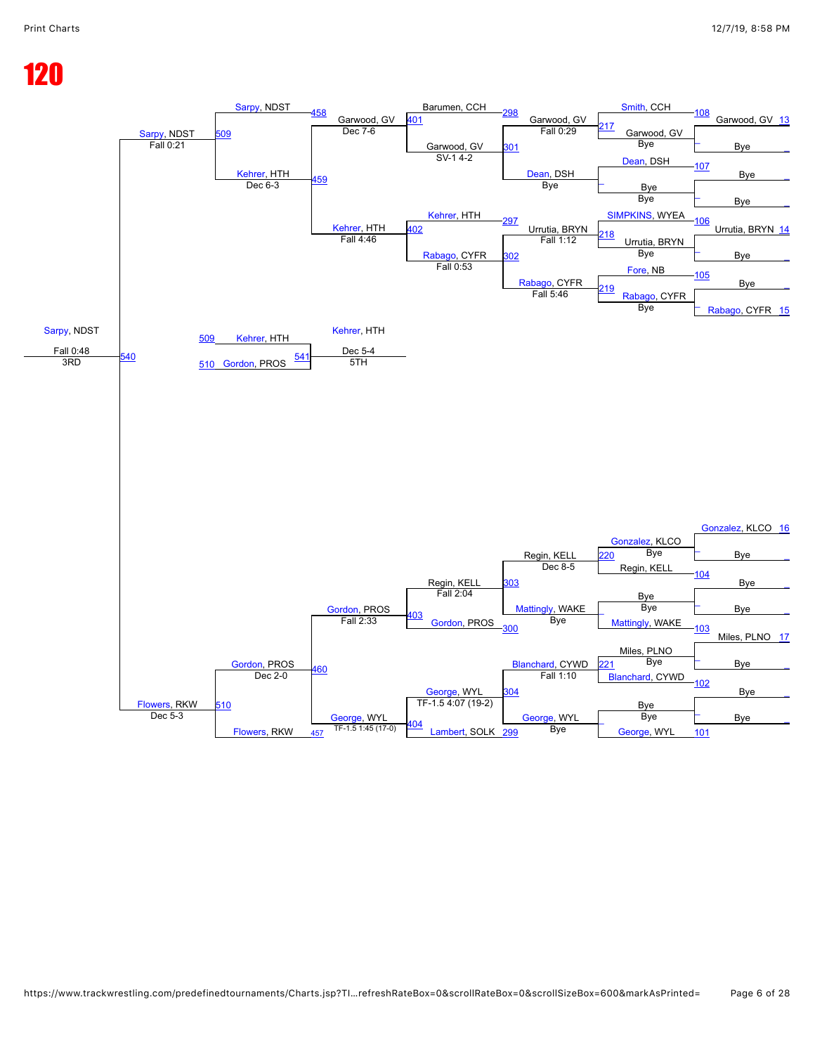# 120

## Consolation Bracket

### Round 1 (Top Half)

| Bout | Wrestler | Opponent | Winner | Result |
|---|---|---|---|---|
| 108 | Smith, CCH | Bye | Garwood, GV | Bye |
| 107 | Dean, DSH | Bye | Bye | Bye |
| 106 | SIMPKINS, WYEA | Bye | Urrutia, BRYN | Bye |
| 105 | Fore, NB | Bye | Rabago, CYFR | Bye |

Seeds: Garwood, GV 13; Bye; Bye; Bye; Urrutia, BRYN 14; Bye; Bye; Rabago, CYFR 15

### Round 2 (Top Half)

| Bout | Wrestler | Opponent | Winner | Result |
|---|---|---|---|---|
| 217 | Smith, CCH | Garwood, GV | Garwood, GV | Fall 0:29 |
| – | Dean, DSH | Bye | Dean, DSH | Bye |
| 218 | SIMPKINS, WYEA | Urrutia, BRYN | Urrutia, BRYN | Fall 1:12 |
| 219 | Fore, NB | Rabago, CYFR | Rabago, CYFR | Fall 5:46 |

### Round 3 (Top Half)

| Bout | Wrestler | Opponent | Winner | Result |
|---|---|---|---|---|
| 298 / 301 | Barumen, CCH | Garwood, GV | Garwood, GV | SV-1 4-2 |
| 297 / 302 | Kehrer, HTH | Rabago, CYFR | Rabago, CYFR | Fall 0:53 |

### Round 4 (Top Half)

| Bout | Wrestler | Opponent | Winner | Result |
|---|---|---|---|---|
| 401 | Garwood, GV | – | Garwood, GV | Dec 7-6 |
| 402 | Kehrer, HTH | – | Kehrer, HTH | Fall 4:46 |

### Round 5 (Top Half)

| Bout | Wrestler | Opponent | Winner | Result |
|---|---|---|---|---|
| 458 / 459 | Sarpy, NDST | Kehrer, HTH | Sarpy, NDST | Dec 6-3 |

### Round 6 (Top Half)

| Bout | Wrestler | Winner | Result |
|---|---|---|---|
| 509 | Sarpy, NDST | Sarpy, NDST | Fall 0:21 |

### Round 1 (Bottom Half)

| Bout | Wrestler | Opponent | Winner | Result |
|---|---|---|---|---|
| 104 | Regin, KELL | Bye | Regin, KELL | Bye |
| 103 | Mattingly, WAKE | Bye | Mattingly, WAKE | Bye |
| 102 | Blanchard, CYWD | Bye | Blanchard, CYWD | Bye |
| 101 | George, WYL | Bye | George, WYL | Bye |

Seeds: Gonzalez, KLCO 16; Bye; Bye; Bye; Miles, PLNO 17; Bye; Bye; Bye

### Round 2 (Bottom Half)

| Bout | Wrestler | Opponent | Winner | Result |
|---|---|---|---|---|
| 220 | Gonzalez, KLCO | Regin, KELL | Regin, KELL | Dec 8-5 |
| – | Bye | Mattingly, WAKE | Mattingly, WAKE | Bye |
| 221 | Miles, PLNO | Blanchard, CYWD | Blanchard, CYWD | Fall 1:10 |
| – | Bye | George, WYL | George, WYL | Bye |

### Round 3 (Bottom Half)

| Bout | Wrestler | Opponent | Winner | Result |
|---|---|---|---|---|
| 303 / 300 | Regin, KELL | Gordon, PROS | Regin, KELL | Fall 2:04 |
| 304 / 299 | George, WYL | Lambert, SOLK | George, WYL | TF-1.5 4:07 (19-2) |

### Round 4 (Bottom Half)

| Bout | Wrestler | Winner | Result |
|---|---|---|---|
| 403 | Gordon, PROS | Gordon, PROS | Fall 2:33 |
| 404 | George, WYL | George, WYL | TF-1.5 1:45 (17-0) |

### Round 5 (Bottom Half)

| Bout | Wrestler | Opponent | Winner | Result |
|---|---|---|---|---|
| 460 / 457 | Gordon, PROS | Flowers, RKW | Gordon, PROS | Dec 2-0 |

### Round 6 (Bottom Half)

| Bout | Wrestler | Winner | Result |
|---|---|---|---|
| 510 | Flowers, RKW | Flowers, RKW | Dec 5-3 |

### 3rd Place

| Bout | Wrestler | Winner | Result |
|---|---|---|---|
| 540 | Sarpy, NDST | Sarpy, NDST | Fall 0:48 — 3RD |

### 5th Place

| Bout | Wrestler | Opponent | Winner | Result |
|---|---|---|---|---|
| 541 | 509 Kehrer, HTH | 510 Gordon, PROS | Kehrer, HTH | Dec 5-4 — 5TH |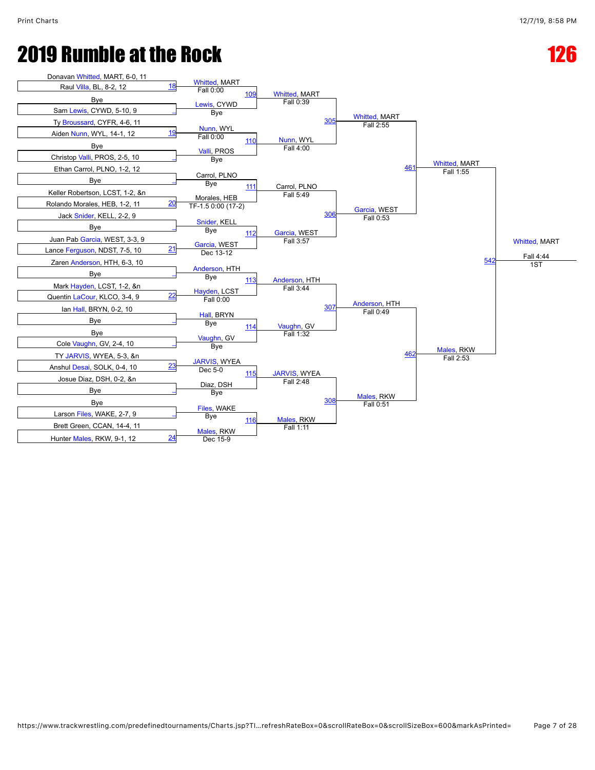# 2019 Rumble at the Rock

# 126

## First Round

| Bout | Wrestler 1 | Wrestler 2 | Winner | Result |
|---|---|---|---|---|
| 18 | Donavan Whitted, MART, 6-0, 11 | Raul Villa, BL, 8-2, 12 | Whitted, MART | Fall 0:00 |
| _ | Bye | Sam Lewis, CYWD, 5-10, 9 | Lewis, CYWD | Bye |
| 19 | Ty Broussard, CYFR, 4-6, 11 | Aiden Nunn, WYL, 14-1, 12 | Nunn, WYL | Fall 0:00 |
| _ | Bye | Christop Valli, PROS, 2-5, 10 | Valli, PROS | Bye |
| _ | Ethan Carrol, PLNO, 1-2, 12 | Bye | Carrol, PLNO | Bye |
| 20 | Keller Robertson, LCST, 1-2, &n | Rolando Morales, HEB, 1-2, 11 | Morales, HEB | TF-1.5 0:00 (17-2) |
| _ | Jack Snider, KELL, 2-2, 9 | Bye | Snider, KELL | Bye |
| 21 | Juan Pab Garcia, WEST, 3-3, 9 | Lance Ferguson, NDST, 7-5, 10 | Garcia, WEST | Dec 13-12 |
| _ | Zaren Anderson, HTH, 6-3, 10 | Bye | Anderson, HTH | Bye |
| 22 | Mark Hayden, LCST, 1-2, &n | Quentin LaCour, KLCO, 3-4, 9 | Hayden, LCST | Fall 0:00 |
| _ | Ian Hall, BRYN, 0-2, 10 | Bye | Hall, BRYN | Bye |
| _ | Bye | Cole Vaughn, GV, 2-4, 10 | Vaughn, GV | Bye |
| 23 | TY JARVIS, WYEA, 5-3, &n | Anshul Desai, SOLK, 0-4, 10 | JARVIS, WYEA | Dec 5-0 |
| _ | Josue Diaz, DSH, 0-2, &n | Bye | Diaz, DSH | Bye |
| _ | Bye | Larson Files, WAKE, 2-7, 9 | Files, WAKE | Bye |
| 24 | Brett Green, CCAN, 14-4, 11 | Hunter Males, RKW, 9-1, 12 | Males, RKW | Dec 15-9 |

## Second Round

| Bout | Winner | Result |
|---|---|---|
| 109 | Whitted, MART | Fall 0:39 |
| 110 | Nunn, WYL | Fall 4:00 |
| 111 | Carrol, PLNO | Fall 5:49 |
| 112 | Garcia, WEST | Fall 3:57 |
| 113 | Anderson, HTH | Fall 3:44 |
| 114 | Vaughn, GV | Fall 1:32 |
| 115 | JARVIS, WYEA | Fall 2:48 |
| 116 | Males, RKW | Fall 1:11 |

## Quarterfinals

| Bout | Winner | Result |
|---|---|---|
| 305 | Whitted, MART | Fall 2:55 |
| 306 | Garcia, WEST | Fall 0:53 |
| 307 | Anderson, HTH | Fall 0:49 |
| 308 | Males, RKW | Fall 0:51 |

## Semifinals

| Bout | Winner | Result |
|---|---|---|
| 461 | Whitted, MART | Fall 1:55 |
| 462 | Males, RKW | Fall 2:53 |

## Final

| Bout | Winner | Result |
|---|---|---|
| 542 | Whitted, MART | Fall 4:44 |

1ST: Whitted, MART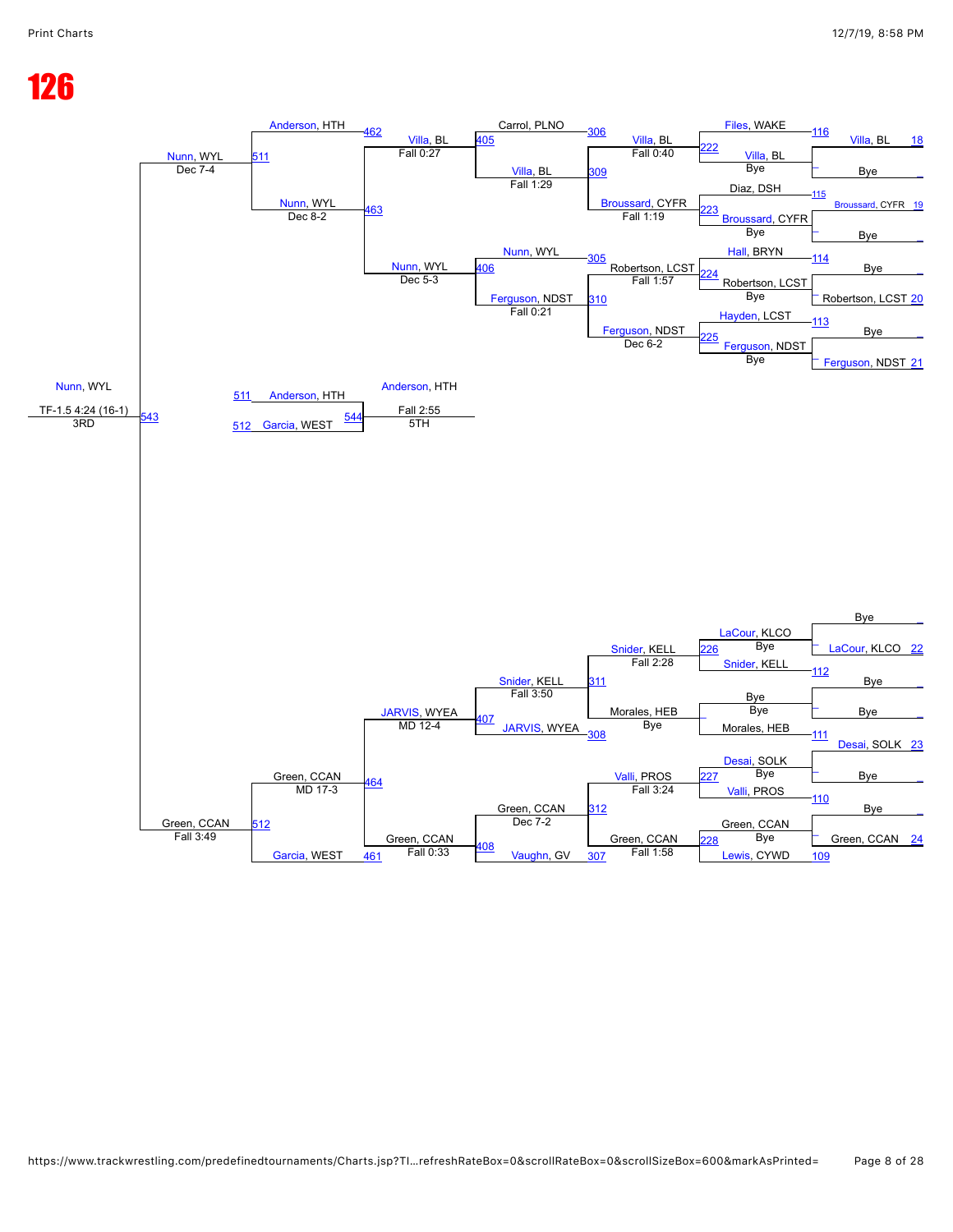# 126

**Top bracket (first rounds)**

- Villa, BL (18) vs Bye — Match 116 — Villa, BL, Bye
- Files, WAKE
- Broussard, CYFR (19) vs Bye — Match 115 — Broussard, CYFR, Bye
- Diaz, DSH
- Match 222: Villa, BL over Files, WAKE? — Villa, BL, Fall 0:40
- Match 223: Broussard, CYFR over Diaz, DSH — Broussard, CYFR, Fall 1:19
- Bye vs Robertson, LCST (20) — Match 114 — Robertson, LCST, Bye
- Hall, BRYN
- Bye vs Ferguson, NDST (21) — Match 113 — Ferguson, NDST, Bye
- Hayden, LCST
- Match 224: Robertson, LCST — Fall 1:57
- Match 225: Ferguson, NDST — Dec 6-2
- Match 306: Carrol, PLNO
- Match 309: Villa, BL
- Match 405: Villa, BL — Fall 1:29
- Match 305: Nunn, WYL
- Match 310: Ferguson, NDST
- Match 406: Ferguson, NDST — Fall 0:21
- Match 462: Anderson, HTH
- Match 463: Villa, BL — Fall 0:27; Nunn, WYL — Dec 5-3
- Match 511: Anderson, HTH vs Nunn, WYL — Nunn, WYL, Dec 8-2
- Nunn, WYL — Dec 7-4

**3rd Place — Match 543:** Nunn, WYL — TF-1.5 4:24 (16-1) — 3RD

**5th Place — Match 544:** 511 Anderson, HTH vs 512 Garcia, WEST — Anderson, HTH, Fall 2:55 — 5TH

**Bottom bracket (first rounds)**

- Bye vs LaCour, KLCO (22) — LaCour, KLCO, Bye
- Match 112: Snider, KELL — Bye vs Bye
- Match 226: LaCour, KLCO vs Snider, KELL — Snider, KELL, Bye
- Match 111: Morales, HEB vs Desai, SOLK (23) — Bye
- Match 227 (Bye): Desai, SOLK; Morales, HEB, Bye
- Match 110: Valli, PROS — Bye vs Bye
- Match 227: Desai, SOLK vs Valli, PROS — Valli, PROS, Bye
- Match 109: Lewis, CYWD vs Green, CCAN (24) — Bye
- Match 228: Green, CCAN vs Lewis, CYWD — Green, CCAN, Bye
- Match 311: Snider, KELL — Fall 2:28
- Match 308: Morales, HEB — Bye
- Match 407: Snider, KELL vs JARVIS, WYEA — Snider, KELL, Fall 3:50
- Match 312: Valli, PROS — Fall 3:24
- Match 307: Green, CCAN — Fall 1:58
- Match 408: Green, CCAN vs Vaughn, GV — Green, CCAN, Dec 7-2
- Match 464: JARVIS, WYEA — MD 12-4
- Match 461: Garcia, WEST vs Green, CCAN — Green, CCAN, Fall 0:33
- Match 512: Green, CCAN vs Garcia, WEST — Green, CCAN, MD 17-3
- Green, CCAN — Fall 3:49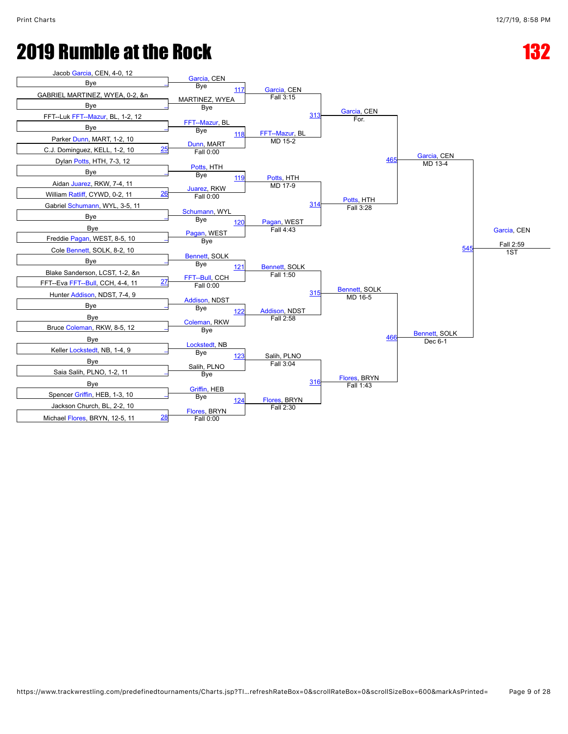# 2019 Rumble at the Rock

# 132

## First Round

| Wrestler | Opponent | Match | Winner | Result |
| --- | --- | --- | --- | --- |
| Jacob Garcia, CEN, 4-0, 12 | Bye | _ | Garcia, CEN | Bye |
| GABRIEL MARTINEZ, WYEA, 0-2, &n | Bye | _ | MARTINEZ, WYEA | Bye |
| FFT--Luk FFT--Mazur, BL, 1-2, 12 | Bye | _ | FFT--Mazur, BL | Bye |
| Parker Dunn, MART, 1-2, 10 | C.J. Dominguez, KELL, 1-2, 10 | 25 | Dunn, MART | Fall 0:00 |
| Dylan Potts, HTH, 7-3, 12 | Bye | _ | Potts, HTH | Bye |
| Aidan Juarez, RKW, 7-4, 11 | William Ratliff, CYWD, 0-2, 11 | 26 | Juarez, RKW | Fall 0:00 |
| Gabriel Schumann, WYL, 3-5, 11 | Bye | _ | Schumann, WYL | Bye |
| Bye | Freddie Pagan, WEST, 8-5, 10 | _ | Pagan, WEST | Bye |
| Cole Bennett, SOLK, 8-2, 10 | Bye | _ | Bennett, SOLK | Bye |
| Blake Sanderson, LCST, 1-2, &n | FFT--Eva FFT--Bull, CCH, 4-4, 11 | 27 | FFT--Bull, CCH | Fall 0:00 |
| Hunter Addison, NDST, 7-4, 9 | Bye | _ | Addison, NDST | Bye |
| Bye | Bruce Coleman, RKW, 8-5, 12 | _ | Coleman, RKW | Bye |
| Bye | Keller Lockstedt, NB, 1-4, 9 | _ | Lockstedt, NB | Bye |
| Bye | Saia Salih, PLNO, 1-2, 11 | _ | Salih, PLNO | Bye |
| Bye | Spencer Griffin, HEB, 1-3, 10 | _ | Griffin, HEB | Bye |
| Jackson Church, BL, 2-2, 10 | Michael Flores, BRYN, 12-5, 11 | 28 | Flores, BRYN | Fall 0:00 |

## Second Round

| Match | Winner | Result |
| --- | --- | --- |
| 117 | Garcia, CEN | Fall 3:15 |
| 118 | FFT--Mazur, BL | MD 15-2 |
| 119 | Potts, HTH | MD 17-9 |
| 120 | Pagan, WEST | Fall 4:43 |
| 121 | Bennett, SOLK | Fall 1:50 |
| 122 | Addison, NDST | Fall 2:58 |
| 123 | Salih, PLNO | Fall 3:04 |
| 124 | Flores, BRYN | Fall 2:30 |

## Quarterfinals

| Match | Winner | Result |
| --- | --- | --- |
| 313 | Garcia, CEN | For. |
| 314 | Potts, HTH | Fall 3:28 |
| 315 | Bennett, SOLK | MD 16-5 |
| 316 | Flores, BRYN | Fall 1:43 |

## Semifinals

| Match | Winner | Result |
| --- | --- | --- |
| 465 | Garcia, CEN | MD 13-4 |
| 466 | Bennett, SOLK | Dec 6-1 |

## Final

| Match | Winner | Result | Place |
| --- | --- | --- | --- |
| 545 | Garcia, CEN | Fall 2:59 | 1ST |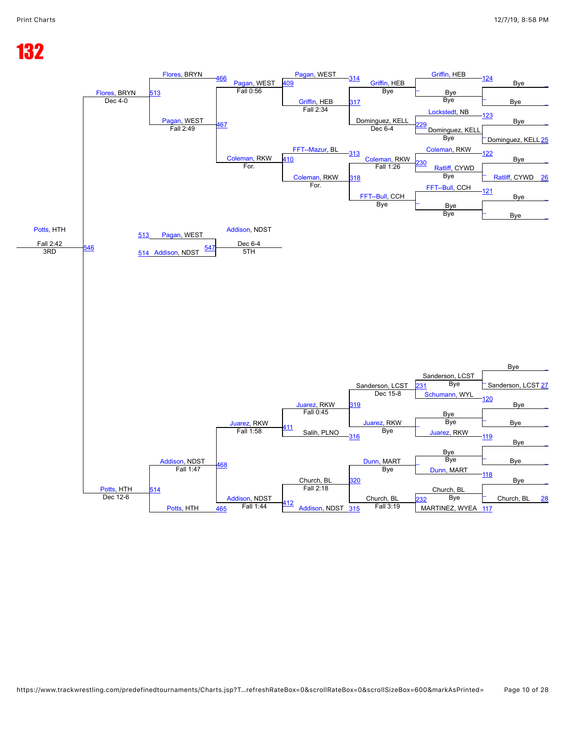# 132

## Consolation Bracket

### Upper half

**First round (bouts 124, 123, 122, 121)**
- 124: Bye vs Bye — Griffin, HEB
- 123: Bye vs Dominguez, KELL (25) — Lockstedt, NB
- 122: Bye vs Ratliff, CYWD (26) — Coleman, RKW
- 121: Bye vs Bye — FFT--Bull, CCH

**Bouts 229 / 230**
- 229: Lockstedt, NB vs Dominguez, KELL — Dominguez, KELL (Bye)
- 230: Coleman, RKW vs Ratliff, CYWD — Ratliff, CYWD (Bye)
- Griffin, HEB — Bye
- FFT--Bull, CCH — Bye

**Bouts 317 / 318**
- 317: Griffin, HEB vs Dominguez, KELL — Griffin, HEB (Bye); Dominguez, KELL Dec 6-4
- 318: Coleman, RKW vs FFT--Bull, CCH — Coleman, RKW Fall 1:26; FFT--Bull, CCH (Bye)

**Bouts 314 / 313**
- 314: Pagan, WEST vs Griffin, HEB — Griffin, HEB Fall 2:34
- 313: FFT--Mazur, BL vs Coleman, RKW — Coleman, RKW For.

**Bouts 409 / 410**
- 409: Pagan, WEST — Fall 0:56
- 410: Coleman, RKW — For.

**Bouts 466 / 467**
- 466: Flores, BRYN
- 467: Pagan, WEST — Fall 2:49

**Bout 513**
- Flores, BRYN — Dec 4-0

### Lower half

**First round (bouts 120, 119, 118, 117)**
- Bye vs Sanderson, LCST (27)
- 120: Bye — Schumann, WYL
- 119: Bye vs Bye — Juarez, RKW
- 118: Bye vs Bye — Dunn, MART
- 117: Bye vs Church, BL (28) — MARTINEZ, WYEA

**Bouts 231 / 232**
- 231: Sanderson, LCST vs Schumann, WYL — Sanderson, LCST (Bye)
- Bye vs Juarez, RKW — Bye
- Bye vs Dunn, MART — Bye
- 232: Church, BL vs MARTINEZ, WYEA — Church, BL (Bye)

**Bouts 319 / 320**
- 319: Sanderson, LCST vs Juarez, RKW — Sanderson, LCST Dec 15-8; Juarez, RKW (Bye)
- 320: Dunn, MART vs Church, BL — Dunn, MART (Bye); Church, BL Fall 3:19

**Bouts 316 / 315**
- 316: Juarez, RKW vs Salih, PLNO — Juarez, RKW Fall 0:45
- 315: Church, BL vs Addison, NDST — Church, BL Fall 2:18

**Bouts 411 / 412**
- 411: Juarez, RKW — Fall 1:58
- 412: Addison, NDST — Fall 1:44

**Bouts 468 / 465**
- 468: Addison, NDST — Fall 1:47
- 465: Potts, HTH

**Bout 514**
- Potts, HTH — Dec 12-6

## Placement Matches

**3rd Place (Bout 546)**
- Flores, BRYN vs Potts, HTH
- Potts, HTH — Fall 2:42 — 3RD

**5th Place (Bout 547)**
- 513 Pagan, WEST vs 514 Addison, NDST
- Addison, NDST — Dec 6-4 — 5TH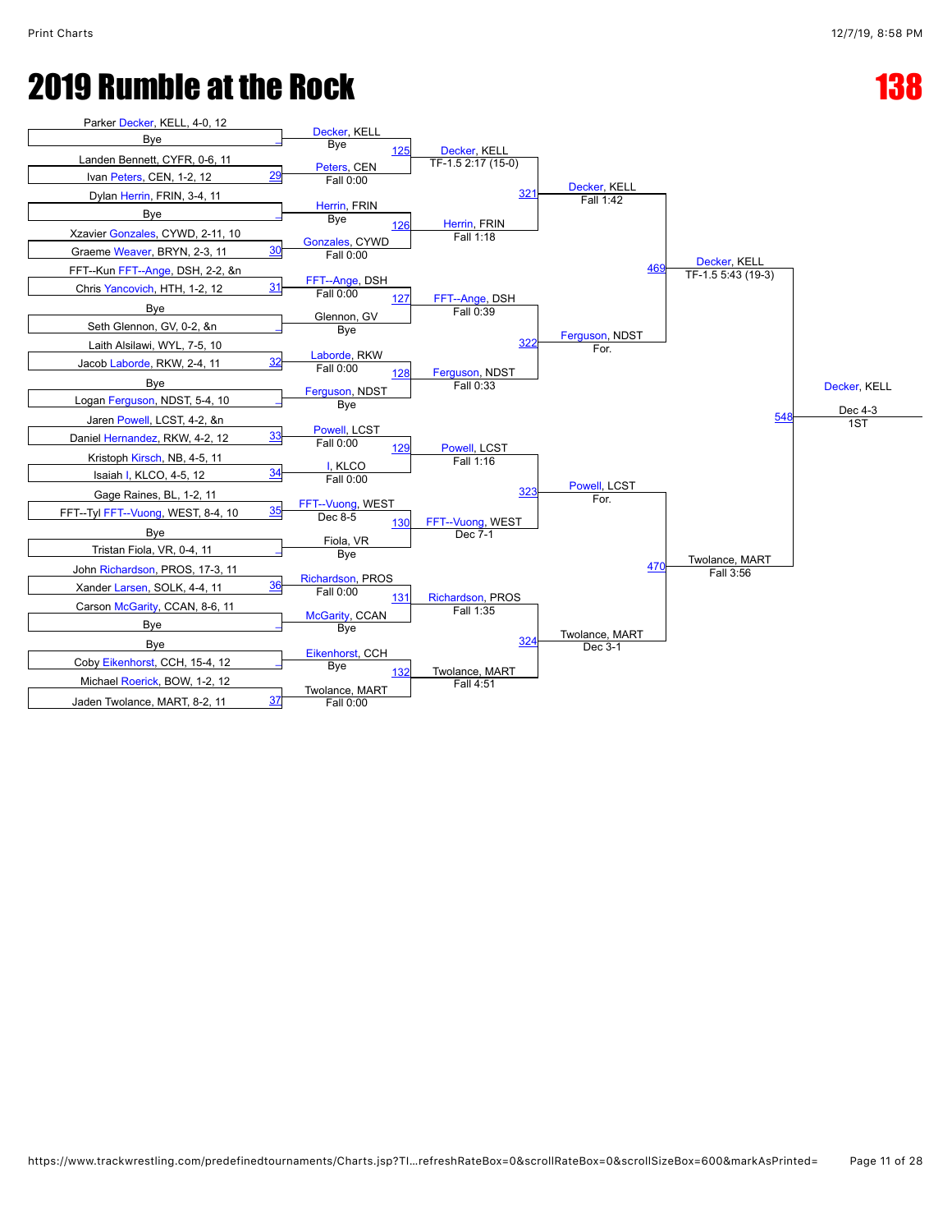# 2019 Rumble at the Rock

# 138

## First Round

| Bout | Wrestler 1 | Wrestler 2 | Winner | Result |
|---|---|---|---|---|
| | Parker Decker, KELL, 4-0, 12 | Bye | Decker, KELL | Bye |
| 29 | Landen Bennett, CYFR, 0-6, 11 | Ivan Peters, CEN, 1-2, 12 | Peters, CEN | Fall 0:00 |
| | Dylan Herrin, FRIN, 3-4, 11 | Bye | Herrin, FRIN | Bye |
| 30 | Xzavier Gonzales, CYWD, 2-11, 10 | Graeme Weaver, BRYN, 2-3, 11 | Gonzales, CYWD | Fall 0:00 |
| 31 | FFT--Kun FFT--Ange, DSH, 2-2, &n | Chris Yancovich, HTH, 1-2, 12 | FFT--Ange, DSH | Fall 0:00 |
| | Bye | Seth Glennon, GV, 0-2, &n | Glennon, GV | Bye |
| 32 | Laith Alsilawi, WYL, 7-5, 10 | Jacob Laborde, RKW, 2-4, 11 | Laborde, RKW | Fall 0:00 |
| | Bye | Logan Ferguson, NDST, 5-4, 10 | Ferguson, NDST | Bye |
| 33 | Jaren Powell, LCST, 4-2, &n | Daniel Hernandez, RKW, 4-2, 12 | Powell, LCST | Fall 0:00 |
| 34 | Kristoph Kirsch, NB, 4-5, 11 | Isaiah I, KLCO, 4-5, 12 | I, KLCO | Fall 0:00 |
| 35 | Gage Raines, BL, 1-2, 11 | FFT--Tyl FFT--Vuong, WEST, 8-4, 10 | FFT--Vuong, WEST | Dec 8-5 |
| | Bye | Tristan Fiola, VR, 0-4, 11 | Fiola, VR | Bye |
| 36 | John Richardson, PROS, 17-3, 11 | Xander Larsen, SOLK, 4-4, 11 | Richardson, PROS | Fall 0:00 |
| | Carson McGarity, CCAN, 8-6, 11 | Bye | McGarity, CCAN | Bye |
| | Bye | Coby Eikenhorst, CCH, 15-4, 12 | Eikenhorst, CCH | Bye |
| 37 | Michael Roerick, BOW, 1-2, 12 | Jaden Twolance, MART, 8-2, 11 | Twolance, MART | Fall 0:00 |

## Second Round

| Bout | Winner | Result |
|---|---|---|
| 125 | Decker, KELL | TF-1.5 2:17 (15-0) |
| 126 | Herrin, FRIN | Fall 1:18 |
| 127 | FFT--Ange, DSH | Fall 0:39 |
| 128 | Ferguson, NDST | Fall 0:33 |
| 129 | Powell, LCST | Fall 1:16 |
| 130 | FFT--Vuong, WEST | Dec 7-1 |
| 131 | Richardson, PROS | Fall 1:35 |
| 132 | Twolance, MART | Fall 4:51 |

## Quarterfinals

| Bout | Winner | Result |
|---|---|---|
| 321 | Decker, KELL | Fall 1:42 |
| 322 | Ferguson, NDST | For. |
| 323 | Powell, LCST | For. |
| 324 | Twolance, MART | Dec 3-1 |

## Semifinals

| Bout | Winner | Result |
|---|---|---|
| 469 | Decker, KELL | TF-1.5 5:43 (19-3) |
| 470 | Twolance, MART | Fall 3:56 |

## Final

| Bout | Winner | Result |
|---|---|---|
| 548 | Decker, KELL | Dec 4-3 |

1ST: Decker, KELL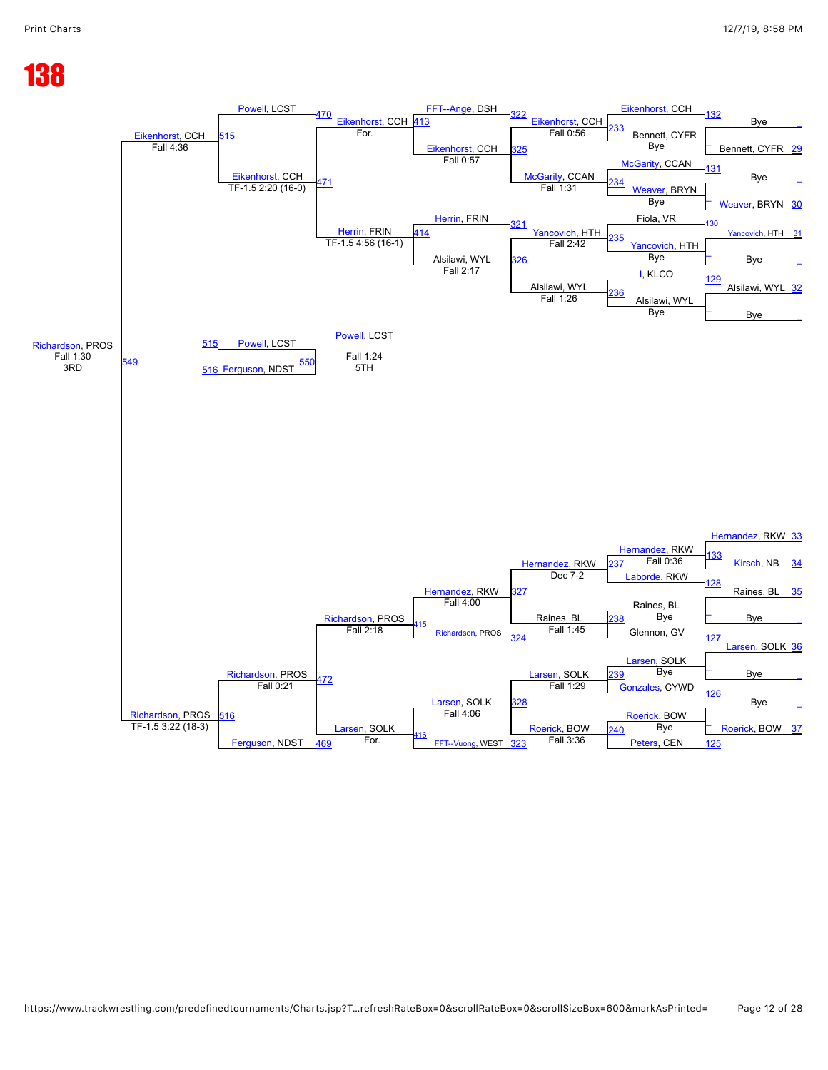# 138

## Consolation Bracket

### Top Half

**Round 1 (Bye bracket)**

| Match | Wrestler | Result | Opponent |
|---|---|---|---|
| 132 | Bye | Bennett, CYFR (Bye) | Bennett, CYFR 29 |
| 131 | Bye | Weaver, BRYN (Bye) | Weaver, BRYN 30 |
| 130 | Yancovich, HTH 31 | Yancovich, HTH (Bye) | Bye |
| 129 | Alsilawi, WYL 32 | Alsilawi, WYL (Bye) | Bye |

**Round 2**

| Match | Wrestler | Opponent | Winner | Result |
|---|---|---|---|---|
| 233 | Eikenhorst, CCH | Bennett, CYFR | Eikenhorst, CCH | Fall 0:56 |
| 234 | McGarity, CCAN | Weaver, BRYN | McGarity, CCAN | Fall 1:31 |
| 235 | Fiola, VR | Yancovich, HTH | Yancovich, HTH | Fall 2:42 |
| 236 | I, KLCO | Alsilawi, WYL | Alsilawi, WYL | Fall 1:26 |

**Round 3**

| Match | Wrestler | Opponent | Winner | Result |
|---|---|---|---|---|
| 322 / 325 | FFT--Ange, DSH | Eikenhorst, CCH | Eikenhorst, CCH | Fall 0:57 |
| 321 / 326 | Herrin, FRIN | Alsilawi, WYL | Alsilawi, WYL | Fall 2:17 |

**Round 4**

| Match | Winner | Result |
|---|---|---|
| 413 | Eikenhorst, CCH | For. |
| 414 | Herrin, FRIN | TF-1.5 4:56 (16-1) |

**Round 5**

| Match | Wrestler | Opponent | Winner | Result |
|---|---|---|---|---|
| 470 / 471 | Powell, LCST | Eikenhorst, CCH | Eikenhorst, CCH | TF-1.5 2:20 (16-0) |

**Round 6**

| Match | Winner | Result |
|---|---|---|
| 515 | Eikenhorst, CCH | Fall 4:36 |

### Bottom Half

**Round 1 (Bye bracket)**

| Match | Wrestler | Opponent |
|---|---|---|
| 133 | Hernandez, RKW 33 | Kirsch, NB 34 |
| 128 | Raines, BL 35 | Bye |
| 127 | Larsen, SOLK 36 | Bye |
| 126 | Bye | Roerick, BOW 37 |

**Round 2**

| Match | Wrestler | Opponent | Winner | Result |
|---|---|---|---|---|
| 237 | Hernandez, RKW | Laborde, RKW | Hernandez, RKW | Fall 0:36 |
| 238 | Raines, BL | Glennon, GV | Raines, BL | Bye |
| 239 | Larsen, SOLK | Gonzales, CYWD | Larsen, SOLK | Bye |
| 240 | Roerick, BOW | Peters, CEN (125) | Roerick, BOW | Bye |

**Round 3**

| Match | Wrestler | Opponent | Winner | Result |
|---|---|---|---|---|
| 327 | Hernandez, RKW | Raines, BL | Hernandez, RKW | Dec 7-2 |
| 328 | Larsen, SOLK | Roerick, BOW | Larsen, SOLK | Fall 1:29 |

Raines, BL — Fall 1:45; Roerick, BOW — Fall 3:36

**Round 4**

| Match | Wrestler | Opponent | Winner | Result |
|---|---|---|---|---|
| 415 / 324 | Hernandez, RKW | Richardson, PROS | Hernandez, RKW | Fall 4:00 |
| 416 / 323 | Larsen, SOLK | FFT--Vuong, WEST | Larsen, SOLK | Fall 4:06 |

**Round 5**

| Match | Wrestler | Opponent | Winner | Result |
|---|---|---|---|---|
| 472 | Richardson, PROS | Larsen, SOLK | Richardson, PROS | Fall 2:18 |
| 469 | Larsen, SOLK | | | For. |

**Round 6**

| Match | Wrestler | Opponent | Winner | Result |
|---|---|---|---|---|
| 516 | Richardson, PROS | Ferguson, NDST | Richardson, PROS | Fall 0:21 |

Richardson, PROS — TF-1.5 3:22 (18-3)

## 3rd Place

| Match | Wrestler | Opponent | Winner | Result |
|---|---|---|---|---|
| 549 | Eikenhorst, CCH | Richardson, PROS | Richardson, PROS | Fall 1:30 |

**3RD**

## 5th Place

| Match | Wrestler | Opponent | Winner | Result |
|---|---|---|---|---|
| 550 | 515 Powell, LCST | 516 Ferguson, NDST | Powell, LCST | Fall 1:24 |

**5TH**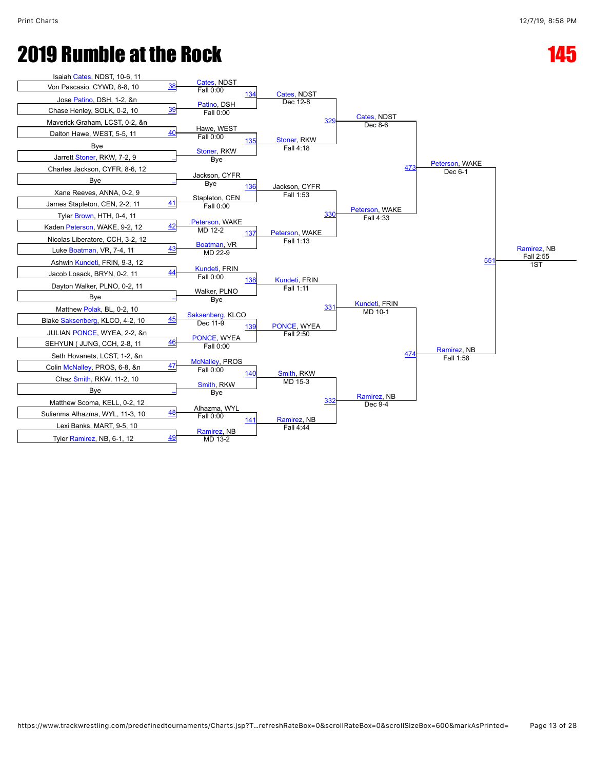# 2019 Rumble at the Rock

## 145

### Round 1

| Bout | Wrestler 1 | Wrestler 2 | Winner | Result |
|---|---|---|---|---|
| 38 | Isaiah Cates, NDST, 10-6, 11 | Von Pascasio, CYWD, 8-8, 10 | Cates, NDST | Fall 0:00 |
| 39 | Jose Patino, DSH, 1-2, &n | Chase Henley, SOLK, 0-2, 10 | Patino, DSH | Fall 0:00 |
| 40 | Maverick Graham, LCST, 0-2, &n | Dalton Hawe, WEST, 5-5, 11 | Hawe, WEST | Fall 0:00 |
| _ | Bye | Jarrett Stoner, RKW, 7-2, 9 | Stoner, RKW | Bye |
| _ | Charles Jackson, CYFR, 8-6, 12 | Bye | Jackson, CYFR | Bye |
| 41 | Xane Reeves, ANNA, 0-2, 9 | James Stapleton, CEN, 2-2, 11 | Stapleton, CEN | Fall 0:00 |
| 42 | Tyler Brown, HTH, 0-4, 11 | Kaden Peterson, WAKE, 9-2, 12 | Peterson, WAKE | MD 12-2 |
| 43 | Nicolas Liberatore, CCH, 3-2, 12 | Luke Boatman, VR, 7-4, 11 | Boatman, VR | MD 22-9 |
| 44 | Ashwin Kundeti, FRIN, 9-3, 12 | Jacob Losack, BRYN, 0-2, 11 | Kundeti, FRIN | Fall 0:00 |
| _ | Dayton Walker, PLNO, 0-2, 11 | Bye | Walker, PLNO | Bye |
| 45 | Matthew Polak, BL, 0-2, 10 | Blake Saksenberg, KLCO, 4-2, 10 | Saksenberg, KLCO | Dec 11-9 |
| 46 | JULIAN PONCE, WYEA, 2-2, &n | SEHYUN ( JUNG, CCH, 2-8, 11 | PONCE, WYEA | Fall 0:00 |
| 47 | Seth Hovanets, LCST, 1-2, &n | Colin McNalley, PROS, 6-8, &n | McNalley, PROS | Fall 0:00 |
| _ | Chaz Smith, RKW, 11-2, 10 | Bye | Smith, RKW | Bye |
| 48 | Matthew Scoma, KELL, 0-2, 12 | Sulienma Alhazma, WYL, 11-3, 10 | Alhazma, WYL | Fall 0:00 |
| 49 | Lexi Banks, MART, 9-5, 10 | Tyler Ramirez, NB, 6-1, 12 | Ramirez, NB | MD 13-2 |

### Round 2

| Bout | Winner | Result |
|---|---|---|
| 134 | Cates, NDST | Dec 12-8 |
| 135 | Stoner, RKW | Fall 4:18 |
| 136 | Jackson, CYFR | Fall 1:53 |
| 137 | Peterson, WAKE | Fall 1:13 |
| 138 | Kundeti, FRIN | Fall 1:11 |
| 139 | PONCE, WYEA | Fall 2:50 |
| 140 | Smith, RKW | MD 15-3 |
| 141 | Ramirez, NB | Fall 4:44 |

### Quarterfinals

| Bout | Winner | Result |
|---|---|---|
| 329 | Cates, NDST | Dec 8-6 |
| 330 | Peterson, WAKE | Fall 4:33 |
| 331 | Kundeti, FRIN | MD 10-1 |
| 332 | Ramirez, NB | Dec 9-4 |

### Semifinals

| Bout | Winner | Result |
|---|---|---|
| 473 | Peterson, WAKE | Dec 6-1 |
| 474 | Ramirez, NB | Fall 1:58 |

### Final

| Bout | Winner | Result | Place |
|---|---|---|---|
| 551 | Ramirez, NB | Fall 2:55 | 1ST |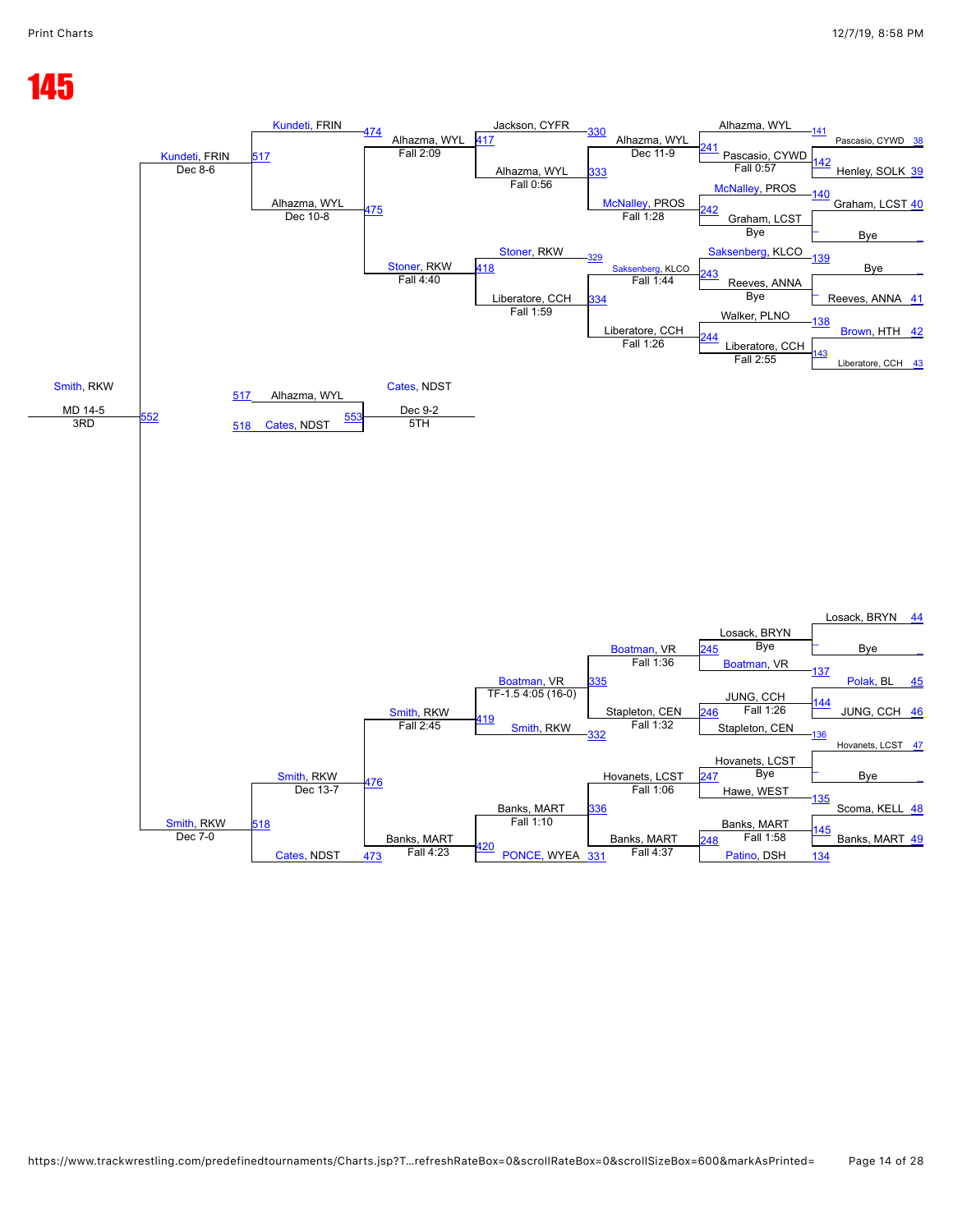# 145

## Consolation Bracket

### Top Half

| Round | Bout | Wrestler A | Wrestler B | Winner | Result |
|---|---|---|---|---|---|
| Cons. Pigtails | 141 | Pascasio, CYWD (38) | — | Alhazma, WYL | |
| | 142 | Henley, SOLK (39) | — | Pascasio, CYWD | |
| | 140 | Graham, LCST (40) | Bye | McNalley, PROS | |
| | 139 | Bye | Reeves, ANNA (41) | Saksenberg, KLCO | |
| | 138 | Brown, HTH (42) | — | Walker, PLNO | |
| | 143 | Liberatore, CCH (43) | — | Liberatore, CCH | |
| Cons. Round 1 | 241 | Alhazma, WYL | Pascasio, CYWD | Pascasio, CYWD | Fall 0:57 |
| | 242 | McNalley, PROS | Graham, LCST | Graham, LCST | Bye |
| | 243 | Saksenberg, KLCO | Reeves, ANNA | Reeves, ANNA | Bye |
| | 244 | Walker, PLNO | Liberatore, CCH | Liberatore, CCH | Fall 2:55 |
| Cons. Round 2 | 333 | Alhazma, WYL | McNalley, PROS | Alhazma, WYL | Dec 11-9 |
| | 334 | Saksenberg, KLCO | Liberatore, CCH | Liberatore, CCH | Fall 1:26 |
| | 330 / 333 | Jackson, CYFR | Alhazma, WYL | Alhazma, WYL | Fall 0:56 |
| | 329 / 334 | Stoner, RKW | Liberatore, CCH | Liberatore, CCH | Fall 1:59 |
| Cons. Round 3 | 417 | Alhazma, WYL | — | Alhazma, WYL | Fall 2:09 |
| | 418 | Stoner, RKW | — | Stoner, RKW | Fall 4:40 |
| | 474 / 475 | Kundeti, FRIN | Alhazma, WYL | Alhazma, WYL | Dec 10-8 |
| Cons. Semis | 517 | Kundeti, FRIN | Alhazma, WYL | Kundeti, FRIN | Dec 8-6 |

### Bottom Half

| Round | Bout | Wrestler A | Wrestler B | Winner | Result |
|---|---|---|---|---|---|
| Cons. Pigtails | | Losack, BRYN (44) | Bye | Losack, BRYN | |
| | 137 | Polak, BL (45) | — | Boatman, VR | |
| | 144 | JUNG, CCH (46) | — | JUNG, CCH | |
| | 136 | Hovanets, LCST (47) | — | Stapleton, CEN | |
| | | Bye | — | Hovanets, LCST | |
| | 135 | Scoma, KELL (48) | — | Hawe, WEST | |
| | 145 | Banks, MART (49) | — | Banks, MART | |
| | 134 | — | — | Patino, DSH | |
| Cons. Round 1 | 245 | Losack, BRYN | Boatman, VR | Boatman, VR | Bye |
| | 246 | JUNG, CCH | Stapleton, CEN | Stapleton, CEN | Fall 1:26 |
| | 247 | Hovanets, LCST | Hawe, WEST | Hovanets, LCST | Bye |
| | 248 | Banks, MART | Patino, DSH | Banks, MART | Fall 1:58 |
| Cons. Round 2 | 335 | Boatman, VR | Stapleton, CEN | Boatman, VR | Fall 1:36 |
| | 336 | Hovanets, LCST | Banks, MART | Banks, MART | Fall 4:37 |
| | 335 / 332 | Boatman, VR | Smith, RKW | Smith, RKW | TF-1.5 4:05 (16-0) |
| | 336 / 331 | Banks, MART | PONCE, WYEA | Banks, MART | Fall 1:10 |
| Cons. Round 3 | 419 | Smith, RKW | — | Smith, RKW | Fall 2:45 |
| | 420 | Banks, MART | — | Banks, MART | Fall 4:23 |
| | 476 / 473 | Smith, RKW | Cates, NDST | Smith, RKW | Dec 13-7 |
| Cons. Semis | 518 | Smith, RKW | — | Smith, RKW | Dec 7-0 |

### Placement Matches

| Match | Bout | Wrestler A | Wrestler B | Winner | Result | Place |
|---|---|---|---|---|---|---|
| 3rd Place | 552 | Kundeti, FRIN (517) | Smith, RKW (518) | Smith, RKW | MD 14-5 | 3RD |
| 5th Place | 553 | Alhazma, WYL (517) | Cates, NDST (518) | Cates, NDST | Dec 9-2 | 5TH |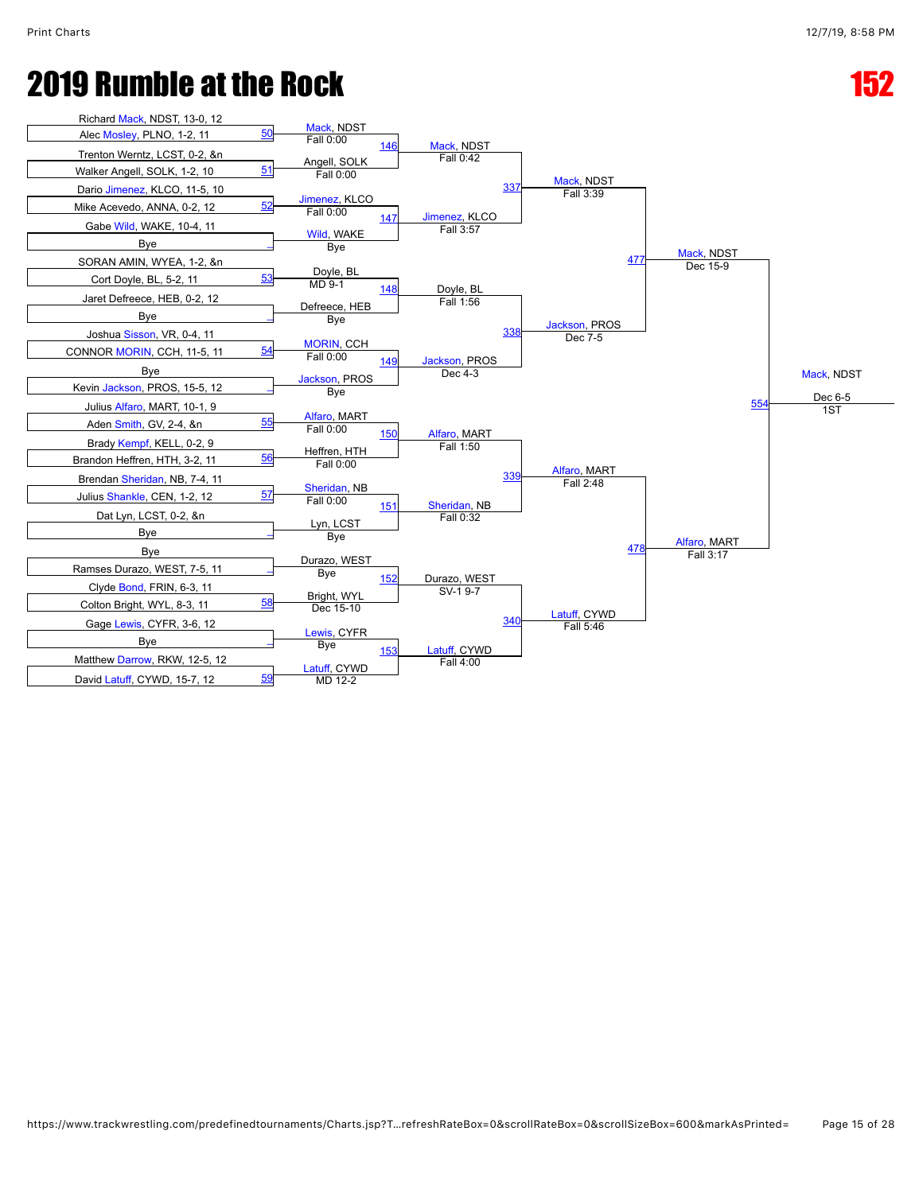# 2019 Rumble at the Rock

## 152

### Round 1

| Match | Wrestler 1 | Wrestler 2 | Winner | Result |
|---|---|---|---|---|
| 50 | Richard Mack, NDST, 13-0, 12 | Alec Mosley, PLNO, 1-2, 11 | Mack, NDST | Fall 0:00 |
| 51 | Trenton Wertnz, LCST, 0-2, &n | Walker Angell, SOLK, 1-2, 10 | Angell, SOLK | Fall 0:00 |
| 52 | Dario Jimenez, KLCO, 11-5, 10 | Mike Acevedo, ANNA, 0-2, 12 | Jimenez, KLCO | Fall 0:00 |
| _ | Gabe Wild, WAKE, 10-4, 11 | Bye | Wild, WAKE | Bye |
| 53 | SORAN AMIN, WYEA, 1-2, &n | Cort Doyle, BL, 5-2, 11 | Doyle, BL | MD 9-1 |
| _ | Jaret Defreece, HEB, 0-2, 12 | Bye | Defreece, HEB | Bye |
| 54 | Joshua Sisson, VR, 0-4, 11 | CONNOR MORIN, CCH, 11-5, 11 | MORIN, CCH | Fall 0:00 |
| _ | Bye | Kevin Jackson, PROS, 15-5, 12 | Jackson, PROS | Bye |
| 55 | Julius Alfaro, MART, 10-1, 9 | Aden Smith, GV, 2-4, &n | Alfaro, MART | Fall 0:00 |
| 56 | Brady Kempf, KELL, 0-2, 9 | Brandon Heffren, HTH, 3-2, 11 | Heffren, HTH | Fall 0:00 |
| 57 | Brendan Sheridan, NB, 7-4, 11 | Julius Shankle, CEN, 1-2, 12 | Sheridan, NB | Fall 0:00 |
| _ | Dat Lyn, LCST, 0-2, &n | Bye | Lyn, LCST | Bye |
| _ | Bye | Ramses Durazo, WEST, 7-5, 11 | Durazo, WEST | Bye |
| 58 | Clyde Bond, FRIN, 6-3, 11 | Colton Bright, WYL, 8-3, 11 | Bright, WYL | Dec 15-10 |
| _ | Gage Lewis, CYFR, 3-6, 12 | Bye | Lewis, CYFR | Bye |
| 59 | Matthew Darrow, RKW, 12-5, 12 | David Latuff, CYWD, 15-7, 12 | Latuff, CYWD | MD 12-2 |

### Round 2

| Match | Wrestler 1 | Wrestler 2 | Winner | Result |
|---|---|---|---|---|
| 146 | Mack, NDST | Angell, SOLK | Mack, NDST | Fall 0:42 |
| 147 | Jimenez, KLCO | Wild, WAKE | Jimenez, KLCO | Fall 3:57 |
| 148 | Doyle, BL | Defreece, HEB | Doyle, BL | Fall 1:56 |
| 149 | MORIN, CCH | Jackson, PROS | Jackson, PROS | Dec 4-3 |
| 150 | Alfaro, MART | Heffren, HTH | Alfaro, MART | Fall 1:50 |
| 151 | Sheridan, NB | Lyn, LCST | Sheridan, NB | Fall 0:32 |
| 152 | Durazo, WEST | Bright, WYL | Durazo, WEST | SV-1 9-7 |
| 153 | Lewis, CYFR | Latuff, CYWD | Latuff, CYWD | Fall 4:00 |

### Quarterfinals

| Match | Wrestler 1 | Wrestler 2 | Winner | Result |
|---|---|---|---|---|
| 337 | Mack, NDST | Jimenez, KLCO | Mack, NDST | Fall 3:39 |
| 338 | Doyle, BL | Jackson, PROS | Jackson, PROS | Dec 7-5 |
| 339 | Alfaro, MART | Sheridan, NB | Alfaro, MART | Fall 2:48 |
| 340 | Durazo, WEST | Latuff, CYWD | Latuff, CYWD | Fall 5:46 |

### Semifinals

| Match | Wrestler 1 | Wrestler 2 | Winner | Result |
|---|---|---|---|---|
| 477 | Mack, NDST | Jackson, PROS | Mack, NDST | Dec 15-9 |
| 478 | Alfaro, MART | Latuff, CYWD | Alfaro, MART | Fall 3:17 |

### Final

| Match | Wrestler 1 | Wrestler 2 | Winner | Result |
|---|---|---|---|---|
| 554 | Mack, NDST | Alfaro, MART | Mack, NDST | Dec 6-5 (1ST) |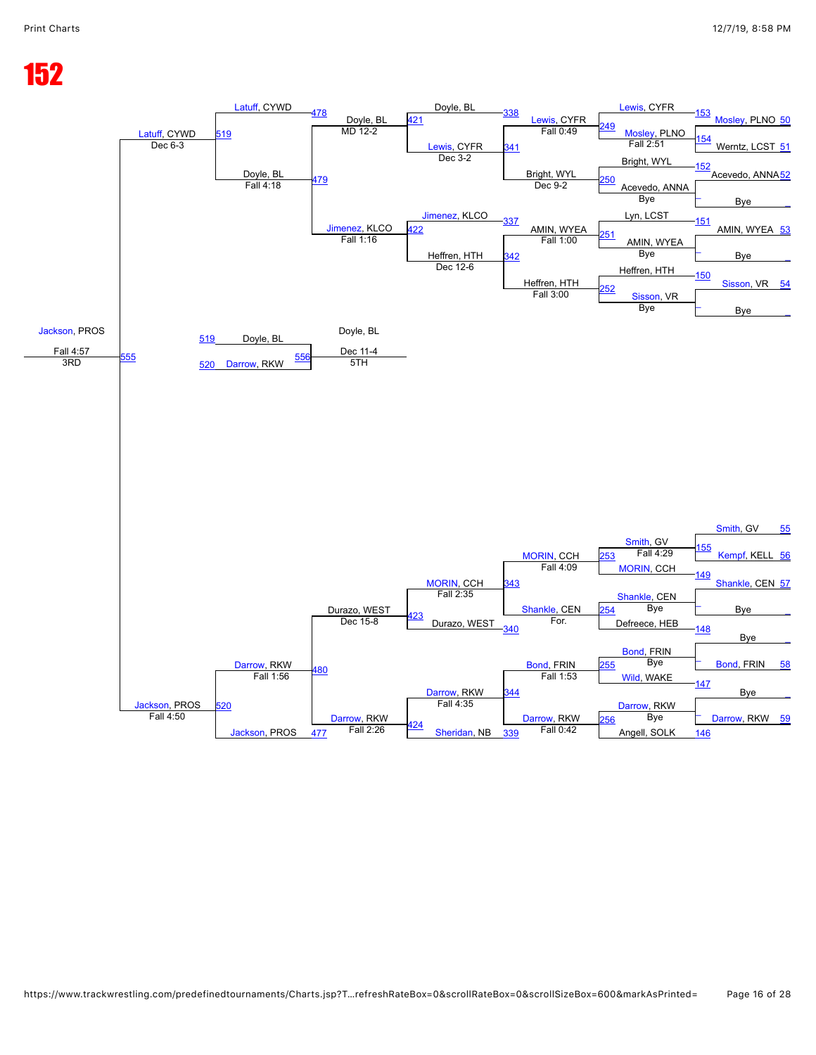# 152

**Consolation bracket — upper half**

| Bout | Wrestler A | Wrestler B | Winner | Result |
|---|---|---|---|---|
| 153 / 154 → 249 | Mosley, PLNO (50) | Werntz, LCST (51) | Mosley, PLNO | Fall 2:51 |
| 152 → 250 | Acevedo, ANNA (52) | Bye | Acevedo, ANNA | Bye |
| 151 → 251 | AMIN, WYEA (53) | Bye | AMIN, WYEA | Bye |
| 150 → 252 | Sisson, VR (54) | Bye | Sisson, VR | Bye |
| 249 → 338 | Lewis, CYFR | Mosley, PLNO | Lewis, CYFR | Fall 0:49 |
| 250 → 341 | Bright, WYL | Acevedo, ANNA | Bright, WYL | Dec 9-2 |
| 251 → 337 | Lyn, LCST | AMIN, WYEA | AMIN, WYEA | Fall 1:00 |
| 252 → 342 | Heffren, HTH | Sisson, VR | Heffren, HTH | Fall 3:00 |
| 421 | Doyle, BL | Lewis, CYFR | Lewis, CYFR | Dec 3-2 |
| 422 | Jimenez, KLCO | Heffren, HTH | Heffren, HTH | Dec 12-6 |
| 478 | Latuff, CYWD | Doyle, BL | Doyle, BL | MD 12-2 |
| 479 | Doyle, BL | Jimenez, KLCO | Jimenez, KLCO | Fall 1:16 |
| 519 | Latuff, CYWD | Doyle, BL | Doyle, BL | Fall 4:18 |

**Consolation bracket — lower half**

| Bout | Wrestler A | Wrestler B | Winner | Result |
|---|---|---|---|---|
| 155 → 253 | Smith, GV (55) | Kempf, KELL (56) | Smith, GV | Fall 4:29 |
| 149 → 254 | Shankle, CEN (57) | Bye | Shankle, CEN | Bye |
| 148 → 255 | Bye | Bond, FRIN (58) | Bond, FRIN | Bye |
| 147 → 256 | Bye | Darrow, RKW (59) | Darrow, RKW | Bye |
| 253 → 343 | Smith, GV | MORIN, CCH | MORIN, CCH | Fall 4:09 |
| 254 → 340 | Shankle, CEN | Defreece, HEB | Shankle, CEN | For. |
| 255 → 344 | Bond, FRIN | Wild, WAKE | Bond, FRIN | Fall 1:53 |
| 256 → 339 | Darrow, RKW | Angell, SOLK | Darrow, RKW | Fall 0:42 |
| 423 | MORIN, CCH | Durazo, WEST | MORIN, CCH | Fall 2:35 |
| 424 | Darrow, RKW | Sheridan, NB | Darrow, RKW | Fall 4:35 |
| 480 | Durazo, WEST | Darrow, RKW | Darrow, RKW | Fall 2:26 |
| 520 | Darrow, RKW | Jackson, PROS (477) | Darrow, RKW | Fall 1:56 |

**Placement matches**

| Bout | Wrestler A | Wrestler B | Winner | Result |
|---|---|---|---|---|
| 555 (3RD) | Latuff, CYWD | Jackson, PROS | Jackson, PROS | Fall 4:57 |
| 556 (5TH) | Doyle, BL (519) | Darrow, RKW (520) | Doyle, BL | Dec 11-4 |

Latuff, CYWD — Dec 6-3
Jackson, PROS — Fall 4:50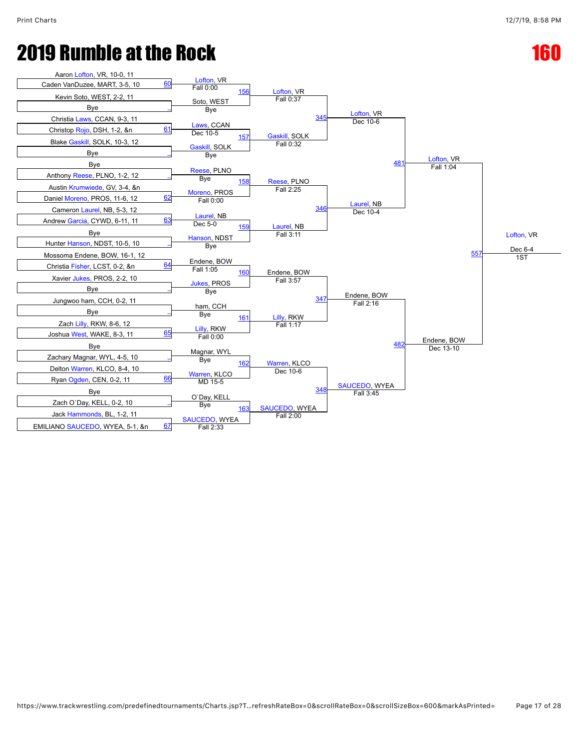# 2019 Rumble at the Rock

## 160

### Round 1 (First Round)

| Match | Wrestler 1 | Wrestler 2 | Winner | Result |
|---|---|---|---|---|
| 60 | Aaron Lofton, VR, 10-0, 11 | Caden VanDuzee, MART, 3-5, 10 | Lofton, VR | Fall 0:00 |
| _ | Kevin Soto, WEST, 2-2, 11 | Bye | Soto, WEST | Bye |
| 61 | Christia Laws, CCAN, 9-3, 11 | Christop Rojo, DSH, 1-2, &n | Laws, CCAN | Dec 10-5 |
| _ | Blake Gaskill, SOLK, 10-3, 12 | Bye | Gaskill, SOLK | Bye |
| _ | Bye | Anthony Reese, PLNO, 1-2, 12 | Reese, PLNO | Bye |
| 62 | Austin Krumwiede, GV, 3-4, &n | Daniel Moreno, PROS, 11-6, 12 | Moreno, PROS | Fall 0:00 |
| 63 | Cameron Laurel, NB, 5-3, 12 | Andrew Garcia, CYWD, 6-11, 11 | Laurel, NB | Dec 5-0 |
| _ | Bye | Hunter Hanson, NDST, 10-5, 10 | Hanson, NDST | Bye |
| 64 | Mossoma Endene, BOW, 16-1, 12 | Christia Fisher, LCST, 0-2, &n | Endene, BOW | Fall 1:05 |
| _ | Xavier Jukes, PROS, 2-2, 10 | Bye | Jukes, PROS | Bye |
| _ | Jungwoo ham, CCH, 0-2, 11 | Bye | ham, CCH | Bye |
| 65 | Zach Lilly, RKW, 8-6, 12 | Joshua West, WAKE, 8-3, 11 | Lilly, RKW | Fall 0:00 |
| _ | Bye | Zachary Magnar, WYL, 4-5, 10 | Magnar, WYL | Bye |
| 66 | Delton Warren, KLCO, 8-4, 10 | Ryan Ogden, CEN, 0-2, 11 | Warren, KLCO | MD 15-5 |
| _ | Bye | Zach O`Day, KELL, 0-2, 10 | O`Day, KELL | Bye |
| 67 | Jack Hammonds, BL, 1-2, 11 | EMILIANO SAUCEDO, WYEA, 5-1, &n | SAUCEDO, WYEA | Fall 2:33 |

### Round 2

| Match | Winner | Result |
|---|---|---|
| 156 | Lofton, VR | Fall 0:37 |
| 157 | Gaskill, SOLK | Fall 0:32 |
| 158 | Reese, PLNO | Fall 2:25 |
| 159 | Laurel, NB | Fall 3:11 |
| 160 | Endene, BOW | Fall 3:57 |
| 161 | Lilly, RKW | Fall 1:17 |
| 162 | Warren, KLCO | Dec 10-6 |
| 163 | SAUCEDO, WYEA | Fall 2:00 |

### Quarterfinals

| Match | Winner | Result |
|---|---|---|
| 345 | Lofton, VR | Dec 10-6 |
| 346 | Laurel, NB | Dec 10-4 |
| 347 | Endene, BOW | Fall 2:16 |
| 348 | SAUCEDO, WYEA | Fall 3:45 |

### Semifinals

| Match | Winner | Result |
|---|---|---|
| 481 | Lofton, VR | Fall 1:04 |
| 482 | Endene, BOW | Dec 13-10 |

### Final

| Match | Winner | Result | Place |
|---|---|---|---|
| 557 | Lofton, VR | Dec 6-4 | 1ST |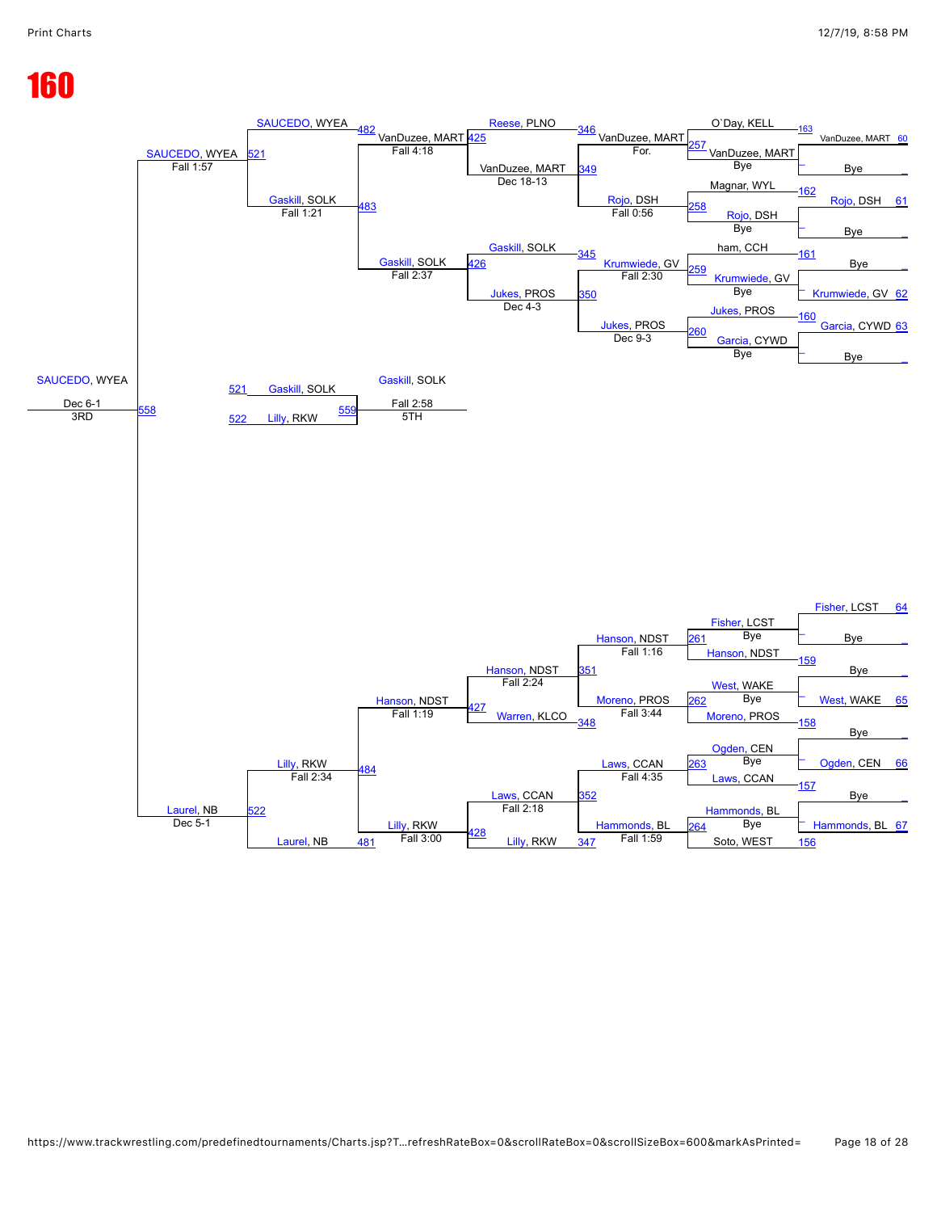# 160

## Consolation Bracket

### Round 1 (Bouts 163–156)

| Bout | Wrestler | Wrestler | Winner |
| --- | --- | --- | --- |
| 163 | VanDuzee, MART (60) | Bye | VanDuzee, MART — Bye |
| 162 | Rojo, DSH (61) | Bye | Rojo, DSH — Bye |
| 161 | Bye | Krumwiede, GV (62) | Krumwiede, GV — Bye |
| 160 | Garcia, CYWD (63) | Bye | Garcia, CYWD — Bye |
| 159 | Fisher, LCST (64) | Bye | Fisher, LCST — Bye |
| 158 | Bye | West, WAKE (65) | West, WAKE — Bye |
| 157 | Ogden, CEN (66) | Bye | Ogden, CEN — Bye |
| 156 | Bye | Hammonds, BL (67) | Hammonds, BL — Bye |

### Round 2 (Bouts 257–264)

| Bout | Wrestler | Wrestler | Winner |
| --- | --- | --- | --- |
| 257 | O`Day, KELL | VanDuzee, MART | VanDuzee, MART — For. |
| 258 | Magnar, WYL | Rojo, DSH | Rojo, DSH — Fall 0:56 |
| 259 | ham, CCH | Krumwiede, GV | Krumwiede, GV — Fall 2:30 |
| 260 | Jukes, PROS | Garcia, CYWD | Jukes, PROS — Dec 9-3 |
| 261 | Fisher, LCST | Hanson, NDST | Hanson, NDST — Fall 1:16 |
| 262 | West, WAKE | Moreno, PROS | Moreno, PROS — Fall 3:44 |
| 263 | Ogden, CEN | Laws, CCAN | Laws, CCAN — Fall 4:35 |
| 264 | Hammonds, BL | Soto, WEST | Hammonds, BL — Fall 1:59 |

### Round 3 (Bouts 349–347)

| Bout | Wrestler | Wrestler | Winner |
| --- | --- | --- | --- |
| 346/349 | Reese, PLNO | VanDuzee, MART | VanDuzee, MART — Dec 18-13 |
| 345/350 | Gaskill, SOLK | Jukes, PROS | Gaskill, SOLK — Dec 4-3 |
| 351/348 | Hanson, NDST | Warren, KLCO | Hanson, NDST — Fall 2:24 |
| 352/347 | Laws, CCAN | Lilly, RKW | Lilly, RKW — Fall 2:18 |

### Round 4 (Bouts 425–428)

| Bout | Wrestler | Wrestler | Winner |
| --- | --- | --- | --- |
| 425/426 | VanDuzee, MART | Gaskill, SOLK | Gaskill, SOLK — Fall 2:37 |
| 427/428 | Hanson, NDST | Lilly, RKW | Lilly, RKW — Fall 3:00 |

VanDuzee, MART — Fall 4:18 (Bout 425); Hanson, NDST — Fall 1:19 (Bout 427)

### Round 5 (Bouts 482–481)

| Bout | Wrestler | Wrestler | Winner |
| --- | --- | --- | --- |
| 482/483 | SAUCEDO, WYEA | Gaskill, SOLK | SAUCEDO, WYEA — Fall 1:57 (Bout 521) |
| 484/481 | Lilly, RKW | Laurel, NB | Laurel, NB — Dec 5-1 (Bout 522) |

Gaskill, SOLK — Fall 1:21 (Bout 483); Lilly, RKW — Fall 2:34 (Bout 484)

### 3rd Place (Bout 558)

| Bout | Wrestler | Wrestler | Winner |
| --- | --- | --- | --- |
| 558 | SAUCEDO, WYEA (521) | Laurel, NB (522) | SAUCEDO, WYEA — Dec 6-1 — 3RD |

### 5th Place (Bout 559)

| Bout | Wrestler | Wrestler | Winner |
| --- | --- | --- | --- |
| 559 | Gaskill, SOLK (521) | Lilly, RKW (522) | Gaskill, SOLK — Fall 2:58 — 5TH |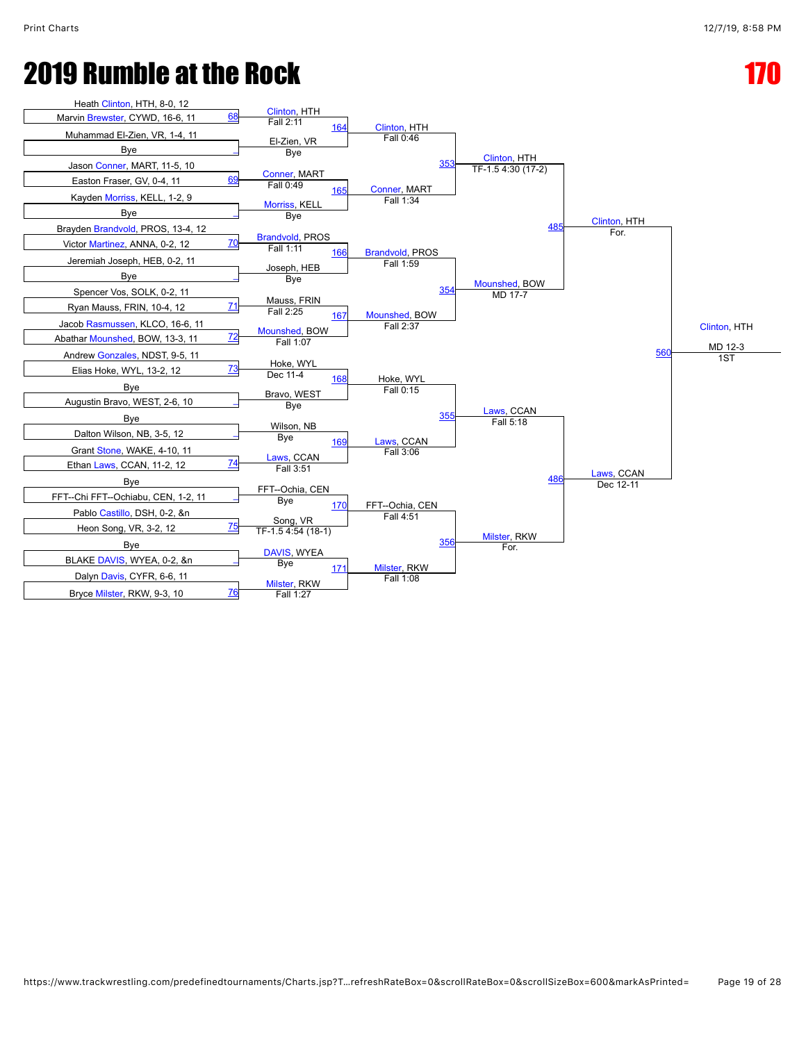# 2019 Rumble at the Rock

# 170

## Round 1 (Bout numbers 68–76)

| Wrestler 1 | Wrestler 2 | Bout | Winner | Result |
|---|---|---|---|---|
| Heath Clinton, HTH, 8-0, 12 | Marvin Brewster, CYWD, 16-6, 11 | 68 | Clinton, HTH | Fall 2:11 |
| Muhammad El-Zien, VR, 1-4, 11 | Bye | _ | El-Zien, VR | Bye |
| Jason Conner, MART, 11-5, 10 | Easton Fraser, GV, 0-4, 11 | 69 | Conner, MART | Fall 0:49 |
| Kayden Morriss, KELL, 1-2, 9 | Bye | _ | Morriss, KELL | Bye |
| Brayden Brandvold, PROS, 13-4, 12 | Victor Martinez, ANNA, 0-2, 12 | 70 | Brandvold, PROS | Fall 1:11 |
| Jeremiah Joseph, HEB, 0-2, 11 | Bye | _ | Joseph, HEB | Bye |
| Spencer Vos, SOLK, 0-2, 11 | Ryan Mauss, FRIN, 10-4, 12 | 71 | Mauss, FRIN | Fall 2:25 |
| Jacob Rasmussen, KLCO, 16-6, 11 | Abathar Mounshed, BOW, 13-3, 11 | 72 | Mounshed, BOW | Fall 1:07 |
| Andrew Gonzales, NDST, 9-5, 11 | Elias Hoke, WYL, 13-2, 12 | 73 | Hoke, WYL | Dec 11-4 |
| Bye | Augustin Bravo, WEST, 2-6, 10 | _ | Bravo, WEST | Bye |
| Bye | Dalton Wilson, NB, 3-5, 12 | _ | Wilson, NB | Bye |
| Grant Stone, WAKE, 4-10, 11 | Ethan Laws, CCAN, 11-2, 12 | 74 | Laws, CCAN | Fall 3:51 |
| Bye | FFT--Chi FFT--Ochiabu, CEN, 1-2, 11 | _ | FFT--Ochia, CEN | Bye |
| Pablo Castillo, DSH, 0-2, &n | Heon Song, VR, 3-2, 12 | 75 | Song, VR | TF-1.5 4:54 (18-1) |
| Bye | BLAKE DAVIS, WYEA, 0-2, &n | _ | DAVIS, WYEA | Bye |
| Dalyn Davis, CYFR, 6-6, 11 | Bryce Milster, RKW, 9-3, 10 | 76 | Milster, RKW | Fall 1:27 |

## Round 2 (Bout numbers 164–171)

| Bout | Winner | Result |
|---|---|---|
| 164 | Clinton, HTH | Fall 0:46 |
| 165 | Conner, MART | Fall 1:34 |
| 166 | Brandvold, PROS | Fall 1:59 |
| 167 | Mounshed, BOW | Fall 2:37 |
| 168 | Hoke, WYL | Fall 0:15 |
| 169 | Laws, CCAN | Fall 3:06 |
| 170 | FFT--Ochia, CEN | Fall 4:51 |
| 171 | Milster, RKW | Fall 1:08 |

## Quarterfinals (Bout numbers 353–356)

| Bout | Winner | Result |
|---|---|---|
| 353 | Clinton, HTH | TF-1.5 4:30 (17-2) |
| 354 | Mounshed, BOW | MD 17-7 |
| 355 | Laws, CCAN | Fall 5:18 |
| 356 | Milster, RKW | For. |

## Semifinals (Bout numbers 485–486)

| Bout | Winner | Result |
|---|---|---|
| 485 | Clinton, HTH | For. |
| 486 | Laws, CCAN | Dec 12-11 |

## Final (Bout number 560)

| Bout | Winner | Result | Place |
|---|---|---|---|
| 560 | Clinton, HTH | MD 12-3 | 1ST |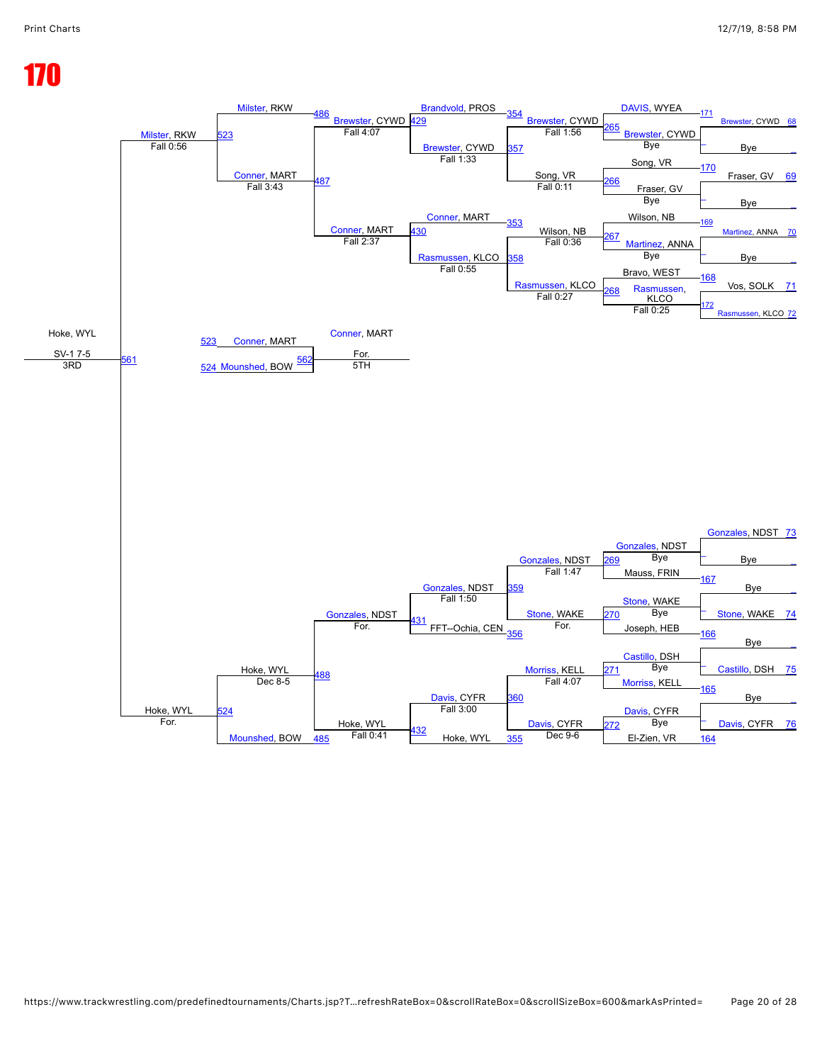# 170

## Consolation Bracket

### Top Half

| Match | Wrestler 1 | Wrestler 2 | Winner | Result |
|---|---|---|---|---|
| 68 | Brewster, CYWD | Bye | | |
| 69 | Fraser, GV | Bye | | |
| 70 | Martinez, ANNA | Bye | | |
| 71 | Vos, SOLK | Rasmussen, KLCO (72) | | |
| 171 | DAVIS, WYEA | Brewster, CYWD | Brewster, CYWD | Bye |
| 170 | Song, VR | Fraser, GV | Fraser, GV | Bye |
| 169 | Wilson, NB | Martinez, ANNA | Martinez, ANNA | Bye |
| 168 | Bravo, WEST | Rasmussen, KLCO | Rasmussen, KLCO | Fall 0:25 |
| 265 | Brewster, CYWD | | Brewster, CYWD | Fall 1:56 |
| 266 | Song, VR | | Song, VR | Fall 0:11 |
| 267 | Wilson, NB | | Wilson, NB | Fall 0:36 |
| 268 | Rasmussen, KLCO | | Rasmussen, KLCO | Fall 0:27 |
| 354 | Brandvold, PROS | Brewster, CYWD | Brewster, CYWD | Fall 1:33 |
| 353 | Conner, MART | Rasmussen, KLCO | Rasmussen, KLCO | Fall 0:55 |
| 429 | Brewster, CYWD | | Brewster, CYWD | Fall 4:07 |
| 430 | Conner, MART | | Conner, MART | Fall 2:37 |
| 486 | Milster, RKW | | | |
| 487 | Conner, MART | | Conner, MART | Fall 3:43 |
| 523 | Milster, RKW | Conner, MART | Milster, RKW | Fall 0:56 |

### Bottom Half

| Match | Wrestler 1 | Wrestler 2 | Winner | Result |
|---|---|---|---|---|
| 73 | Gonzales, NDST | Bye | | |
| 74 | Stone, WAKE | Bye | | |
| 75 | Castillo, DSH | Bye | | |
| 76 | Davis, CYFR | Bye | | |
| 167 | Mauss, FRIN | Gonzales, NDST | Gonzales, NDST | Bye |
| 166 | Joseph, HEB | Stone, WAKE | Stone, WAKE | Bye |
| 165 | Morriss, KELL | Castillo, DSH | Castillo, DSH | Bye |
| 164 | El-Zien, VR | Davis, CYFR | Davis, CYFR | Bye |
| 269 | Gonzales, NDST | | Gonzales, NDST | Fall 1:47 |
| 270 | Stone, WAKE | | Stone, WAKE | For. |
| 271 | Morriss, KELL | | Morriss, KELL | Fall 4:07 |
| 272 | Davis, CYFR | | Davis, CYFR | Dec 9-6 |
| 359 | Gonzales, NDST | Stone, WAKE | Gonzales, NDST | Fall 1:50 |
| 360 | Morriss, KELL | Davis, CYFR | Davis, CYFR | Fall 3:00 |
| 356 | FFT--Ochia, CEN | | | |
| 355 | Hoke, WYL | | | |
| 431 | Gonzales, NDST | FFT--Ochia, CEN | Gonzales, NDST | For. |
| 432 | Davis, CYFR | Hoke, WYL | Hoke, WYL | Fall 0:41 |
| 488 | Gonzales, NDST | Hoke, WYL | Hoke, WYL | Dec 8-5 |
| 485 | Mounshed, BOW | | | |
| 524 | Hoke, WYL | Mounshed, BOW | Hoke, WYL | For. |

### Placement Matches

| Match | Wrestler 1 | Wrestler 2 | Winner | Result | Place |
|---|---|---|---|---|---|
| 561 | Milster, RKW | Hoke, WYL | Hoke, WYL | SV-1 7-5 | 3RD |
| 562 | Conner, MART (523) | Mounshed, BOW (524) | Conner, MART | For. | 5TH |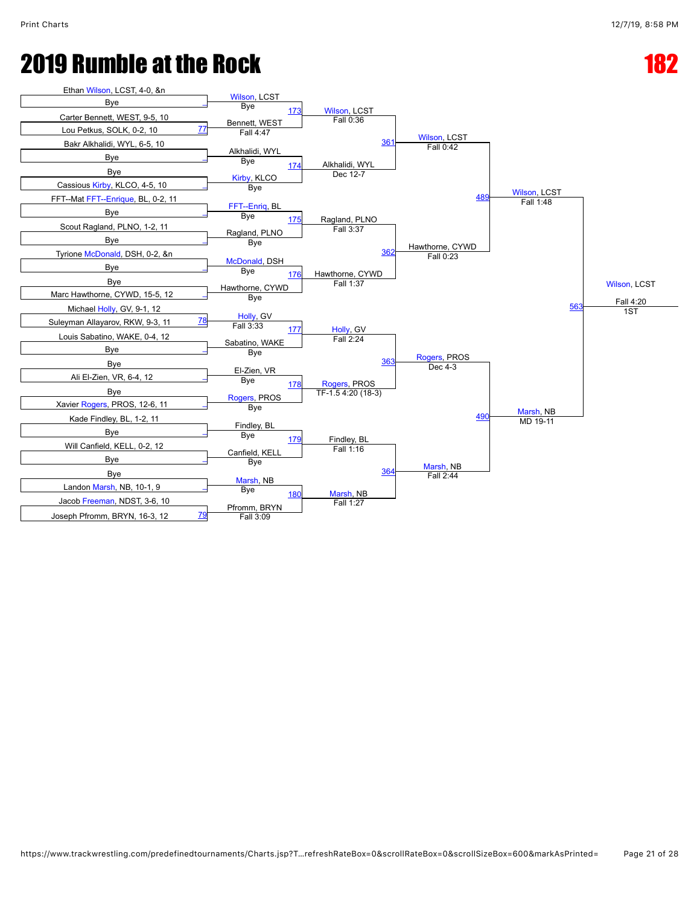# 2019 Rumble at the Rock

# 182

## First Round

| Bout | Wrestler 1 | Wrestler 2 | Winner | Result |
|---|---|---|---|---|
| | Ethan Wilson, LCST, 4-0, &n | Bye | Wilson, LCST | Bye |
| 77 | Carter Bennett, WEST, 9-5, 10 | Lou Petkus, SOLK, 0-2, 10 | Bennett, WEST | Fall 4:47 |
| | Bakr Alkhalidi, WYL, 6-5, 10 | Bye | Alkhalidi, WYL | Bye |
| | Bye | Cassious Kirby, KLCO, 4-5, 10 | Kirby, KLCO | Bye |
| | FFT--Mat FFT--Enrique, BL, 0-2, 11 | Bye | FFT--Enriq, BL | Bye |
| | Scout Ragland, PLNO, 1-2, 11 | Bye | Ragland, PLNO | Bye |
| | Tyrione McDonald, DSH, 0-2, &n | Bye | McDonald, DSH | Bye |
| | Bye | Marc Hawthorne, CYWD, 15-5, 12 | Hawthorne, CYWD | Bye |
| 78 | Michael Holly, GV, 9-1, 12 | Suleyman Allayarov, RKW, 9-3, 11 | Holly, GV | Fall 3:33 |
| | Louis Sabatino, WAKE, 0-4, 12 | Bye | Sabatino, WAKE | Bye |
| | Bye | Ali El-Zien, VR, 6-4, 12 | El-Zien, VR | Bye |
| | Bye | Xavier Rogers, PROS, 12-6, 11 | Rogers, PROS | Bye |
| | Kade Findley, BL, 1-2, 11 | Bye | Findley, BL | Bye |
| | Will Canfield, KELL, 0-2, 12 | Bye | Canfield, KELL | Bye |
| | Bye | Landon Marsh, NB, 10-1, 9 | Marsh, NB | Bye |
| 79 | Jacob Freeman, NDST, 3-6, 10 | Joseph Pfromm, BRYN, 16-3, 12 | Pfromm, BRYN | Fall 3:09 |

## Second Round

| Bout | Wrestler 1 | Wrestler 2 | Winner | Result |
|---|---|---|---|---|
| 173 | Wilson, LCST | Bennett, WEST | Wilson, LCST | Fall 0:36 |
| 174 | Alkhalidi, WYL | Kirby, KLCO | Alkhalidi, WYL | Dec 12-7 |
| 175 | FFT--Enriq, BL | Ragland, PLNO | Ragland, PLNO | Fall 3:37 |
| 176 | McDonald, DSH | Hawthorne, CYWD | Hawthorne, CYWD | Fall 1:37 |
| 177 | Holly, GV | Sabatino, WAKE | Holly, GV | Fall 2:24 |
| 178 | El-Zien, VR | Rogers, PROS | Rogers, PROS | TF-1.5 4:20 (18-3) |
| 179 | Findley, BL | Canfield, KELL | Findley, BL | Fall 1:16 |
| 180 | Marsh, NB | Pfromm, BRYN | Marsh, NB | Fall 1:27 |

## Quarterfinals

| Bout | Wrestler 1 | Wrestler 2 | Winner | Result |
|---|---|---|---|---|
| 361 | Wilson, LCST | Alkhalidi, WYL | Wilson, LCST | Fall 0:42 |
| 362 | Ragland, PLNO | Hawthorne, CYWD | Hawthorne, CYWD | Fall 0:23 |
| 363 | Holly, GV | Rogers, PROS | Rogers, PROS | Dec 4-3 |
| 364 | Findley, BL | Marsh, NB | Marsh, NB | Fall 2:44 |

## Semifinals

| Bout | Wrestler 1 | Wrestler 2 | Winner | Result |
|---|---|---|---|---|
| 489 | Wilson, LCST | Hawthorne, CYWD | Wilson, LCST | Fall 1:48 |
| 490 | Rogers, PROS | Marsh, NB | Marsh, NB | MD 19-11 |

## Final

| Bout | Wrestler 1 | Wrestler 2 | Winner | Result |
|---|---|---|---|---|
| 563 | Wilson, LCST | Marsh, NB | Wilson, LCST | Fall 4:20 |

1ST: Wilson, LCST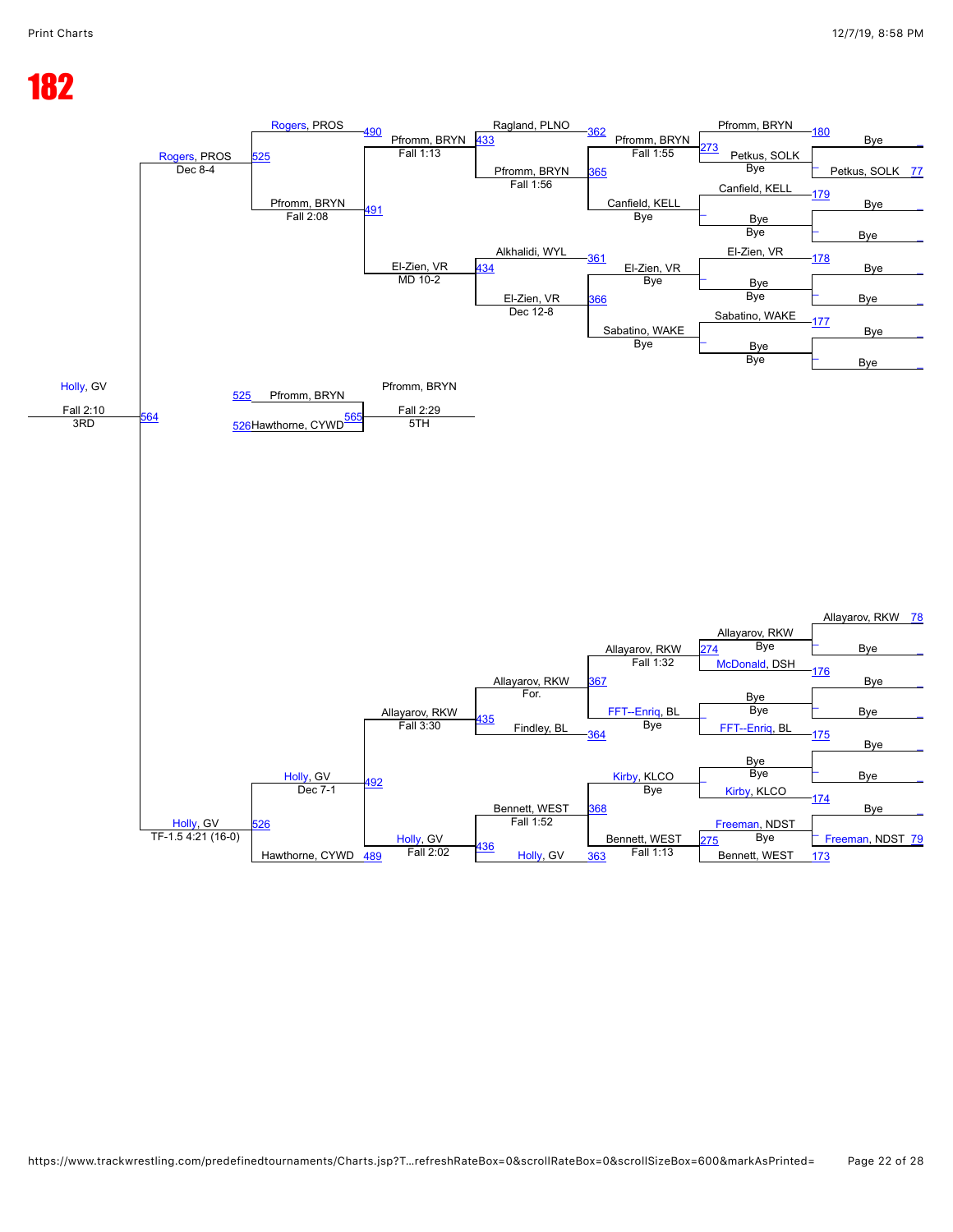# 182

## Consolation Bracket (Top)

| Bout | Wrestler 1 | Wrestler 2 | Winner | Result |
|---|---|---|---|---|
| 77 | Bye | Petkus, SOLK | Petkus, SOLK | Bye |
| 179 | Bye | Bye | Bye | Bye |
| 178 | Bye | Bye | Bye | Bye |
| 177 | Bye | Bye | Bye | Bye |
| 180 | Pfromm, BRYN | Petkus, SOLK | Pfromm, BRYN | |
| 273 | Pfromm, BRYN | Petkus, SOLK | Pfromm, BRYN | Fall 1:55 |
| 365 | Canfield, KELL | Bye | Canfield, KELL | Bye |
| 366 | El-Zien, VR | Bye | El-Zien, VR | Bye |
| | Sabatino, WAKE | Bye | Sabatino, WAKE | Bye |
| 362 | Ragland, PLNO | Pfromm, BRYN | Pfromm, BRYN | Fall 1:56 |
| 361 | Alkhalidi, WYL | El-Zien, VR | El-Zien, VR | Dec 12-8 |
| 433 | Pfromm, BRYN | El-Zien, VR | Pfromm, BRYN | Fall 1:13 |
| 434 | | | El-Zien, VR | MD 10-2 |
| 490 | Rogers, PROS | | | |
| 491 | Pfromm, BRYN | | Pfromm, BRYN | Fall 2:08 |
| 525 | Rogers, PROS | Pfromm, BRYN | Rogers, PROS | Dec 8-4 |

## Consolation Bracket (Bottom)

| Bout | Wrestler 1 | Wrestler 2 | Winner | Result |
|---|---|---|---|---|
| 78 | Allayarov, RKW | Bye | Allayarov, RKW | |
| 176 | Bye | Bye | Bye | |
| 175 | Bye | Bye | Bye | |
| 174 | Bye | Bye | Bye | |
| 79 | Bye | Freeman, NDST | Freeman, NDST | |
| 274 | Allayarov, RKW | McDonald, DSH | Allayarov, RKW | Bye |
| 173 | Freeman, NDST | Bennett, WEST | Bennett, WEST | |
| 367 | Allayarov, RKW | FFT--Enriq, BL | Allayarov, RKW | Fall 1:32 |
| 364 | FFT--Enriq, BL | Bye | FFT--Enriq, BL | Bye |
| 368 | Kirby, KLCO | Bennett, WEST | Kirby, KLCO | Bye |
| 275 | Bennett, WEST | Freeman, NDST | Bennett, WEST | Fall 1:13 |
| 435 | Allayarov, RKW | Findley, BL | Allayarov, RKW | For. |
| 363 | Bennett, WEST | Holly, GV | Bennett, WEST | Fall 1:52 |
| 436 | Bennett, WEST | Holly, GV | Holly, GV | |
| 492 | Allayarov, RKW | Holly, GV | Allayarov, RKW | Fall 3:30 |
| 489 | Hawthorne, CYWD | Holly, GV | Holly, GV | Fall 2:02 |
| 526 | Holly, GV | Hawthorne, CYWD | Holly, GV | Dec 7-1 |

## Placement Matches

| Bout | Wrestler 1 | Wrestler 2 | Winner | Result |
|---|---|---|---|---|
| 564 (3RD) | Rogers, PROS | Holly, GV | Holly, GV | Fall 2:10 |
| 565 (5TH) | Pfromm, BRYN (525) | Hawthorne, CYWD (526) | Pfromm, BRYN | Fall 2:29 |

Holly, GV — TF-1.5 4:21 (16-0)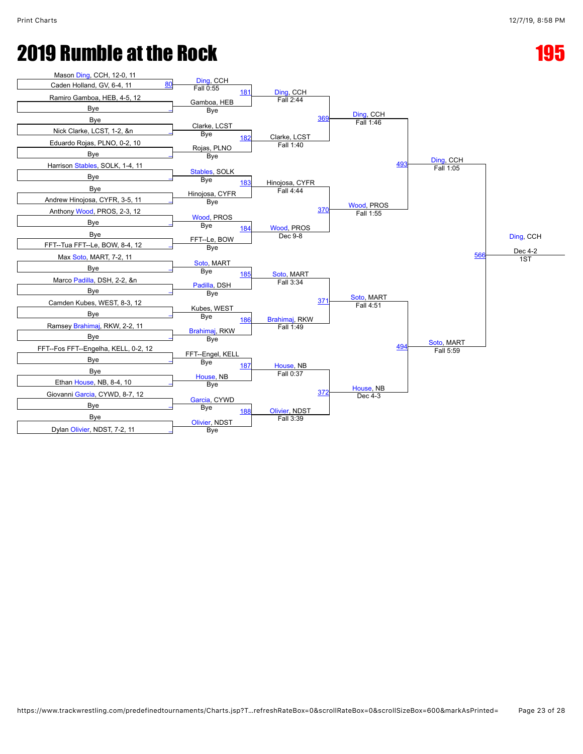# 2019 Rumble at the Rock

# 195

## Round 1

| Bout | Wrestler 1 | Wrestler 2 | Winner | Result |
|---|---|---|---|---|
| 80 | Mason Ding, CCH, 12-0, 11 | Caden Holland, GV, 6-4, 11 | Ding, CCH | Fall 0:55 |
| | Ramiro Gamboa, HEB, 4-5, 12 | Bye | Gamboa, HEB | Bye |
| | Bye | Nick Clarke, LCST, 1-2, &n | Clarke, LCST | Bye |
| | Eduardo Rojas, PLNO, 0-2, 10 | Bye | Rojas, PLNO | Bye |
| | Harrison Stables, SOLK, 1-4, 11 | Bye | Stables, SOLK | Bye |
| | Bye | Andrew Hinojosa, CYFR, 3-5, 11 | Hinojosa, CYFR | Bye |
| | Anthony Wood, PROS, 2-3, 12 | Bye | Wood, PROS | Bye |
| | Bye | FFT--Tua FFT--Le, BOW, 8-4, 12 | FFT--Le, BOW | Bye |
| | Max Soto, MART, 7-2, 11 | Bye | Soto, MART | Bye |
| | Marco Padilla, DSH, 2-2, &n | Bye | Padilla, DSH | Bye |
| | Camden Kubes, WEST, 8-3, 12 | Bye | Kubes, WEST | Bye |
| | Ramsey Brahimaj, RKW, 2-2, 11 | Bye | Brahimaj, RKW | Bye |
| | FFT--Fos FFT--Engelha, KELL, 0-2, 12 | Bye | FFT--Engel, KELL | Bye |
| | Bye | Ethan House, NB, 8-4, 10 | House, NB | Bye |
| | Giovanni Garcia, CYWD, 8-7, 12 | Bye | Garcia, CYWD | Bye |
| | Bye | Dylan Olivier, NDST, 7-2, 11 | Olivier, NDST | Bye |

## Round 2

| Bout | Winner | Result |
|---|---|---|
| 181 | Ding, CCH | Fall 2:44 |
| 182 | Clarke, LCST | Fall 1:40 |
| 183 | Hinojosa, CYFR | Fall 4:44 |
| 184 | Wood, PROS | Dec 9-8 |
| 185 | Soto, MART | Fall 3:34 |
| 186 | Brahimaj, RKW | Fall 1:49 |
| 187 | House, NB | Fall 0:37 |
| 188 | Olivier, NDST | Fall 3:39 |

## Quarterfinals

| Bout | Winner | Result |
|---|---|---|
| 369 | Ding, CCH | Fall 1:46 |
| 370 | Wood, PROS | Fall 1:55 |
| 371 | Soto, MART | Fall 4:51 |
| 372 | House, NB | Dec 4-3 |

## Semifinals

| Bout | Winner | Result |
|---|---|---|
| 493 | Ding, CCH | Fall 1:05 |
| 494 | Soto, MART | Fall 5:59 |

## Final

| Bout | Winner | Result |
|---|---|---|
| 566 | Ding, CCH | Dec 4-2, 1ST |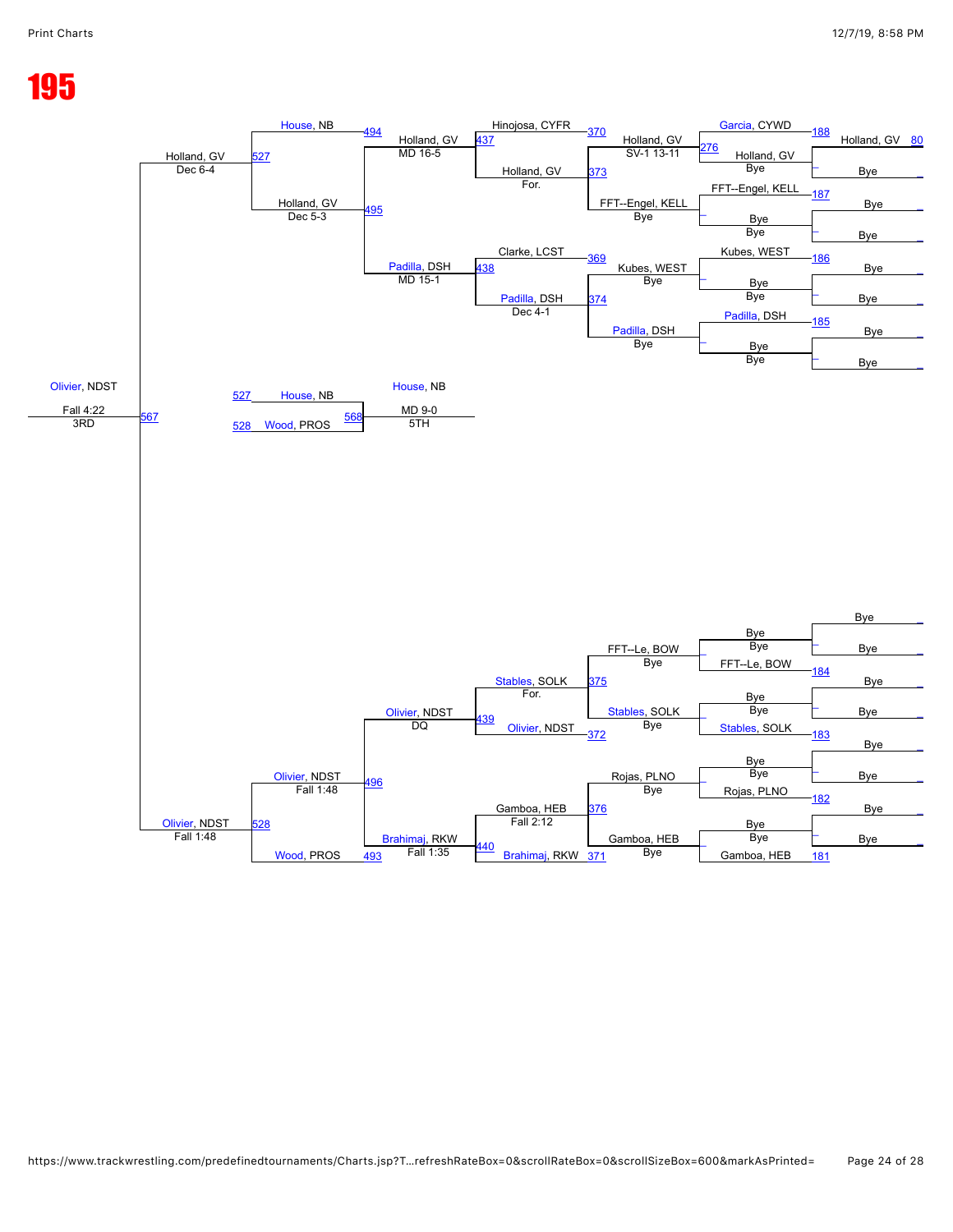# 195

## Championship Bracket (Top Half)

| Match | Wrestler 1 | Wrestler 2 | Winner | Result |
|---|---|---|---|---|
| 188 | Garcia, CYWD | Holland, GV | Holland, GV | Bye |
| 187 | FFT--Engel, KELL | Bye | Bye | Bye |
| 186 | Kubes, WEST | Bye | Bye | Bye |
| 185 | Padilla, DSH | Bye | Bye | Bye |
| 276 | Holland, GV | FFT--Engel, KELL | Holland, GV | SV-1 13-11 |
| – | Kubes, WEST | Bye | Kubes, WEST | Bye |
| – | Padilla, DSH | Bye | Padilla, DSH | Bye |
| 370 / 373 | Hinojosa, CYFR | Holland, GV | Holland, GV | For. |
| 369 / 374 | Clarke, LCST | Padilla, DSH | Padilla, DSH | Dec 4-1 |
| 437 | Holland, GV | – | Holland, GV | MD 16-5 |
| 438 | Padilla, DSH | – | Padilla, DSH | MD 15-1 |
| 494 / 495 | House, NB | Holland, GV | Holland, GV | Dec 5-3 |
| 527 | Holland, GV | – | Holland, GV | Dec 6-4 |

Holland, GV 80

## Championship Bracket (Bottom Half)

| Match | Wrestler 1 | Wrestler 2 | Winner | Result |
|---|---|---|---|---|
| 184 | Bye | FFT--Le, BOW | FFT--Le, BOW | Bye |
| 183 | Bye | Stables, SOLK | Stables, SOLK | Bye |
| 182 | Bye | Rojas, PLNO | Rojas, PLNO | Bye |
| 181 | Bye | Gamboa, HEB | Gamboa, HEB | Bye |
| – | FFT--Le, BOW | Stables, SOLK | Stables, SOLK | Bye |
| 375 / 372 | Stables, SOLK | Olivier, NDST | Olivier, NDST | For. |
| 376 / 371 | Rojas, PLNO / Gamboa, HEB | Brahimaj, RKW | Gamboa, HEB (Fall 2:12); Brahimaj, RKW | Bye |
| 439 | Olivier, NDST | – | Olivier, NDST | DQ |
| 440 | Brahimaj, RKW | – | Brahimaj, RKW | Fall 1:35 |
| 496 / 493 | Olivier, NDST | Wood, PROS | Olivier, NDST | Fall 1:48 |
| 528 | Olivier, NDST | – | Olivier, NDST | Fall 1:48 |

## 3rd Place

| Match | Wrestler 1 | Wrestler 2 | Winner | Result |
|---|---|---|---|---|
| 567 | Holland, GV (527) | Olivier, NDST (528) | Olivier, NDST | Fall 4:22 — 3RD |

## 5th Place

| Match | Wrestler 1 | Wrestler 2 | Winner | Result |
|---|---|---|---|---|
| 568 | House, NB (527) | Wood, PROS (528) | House, NB | MD 9-0 — 5TH |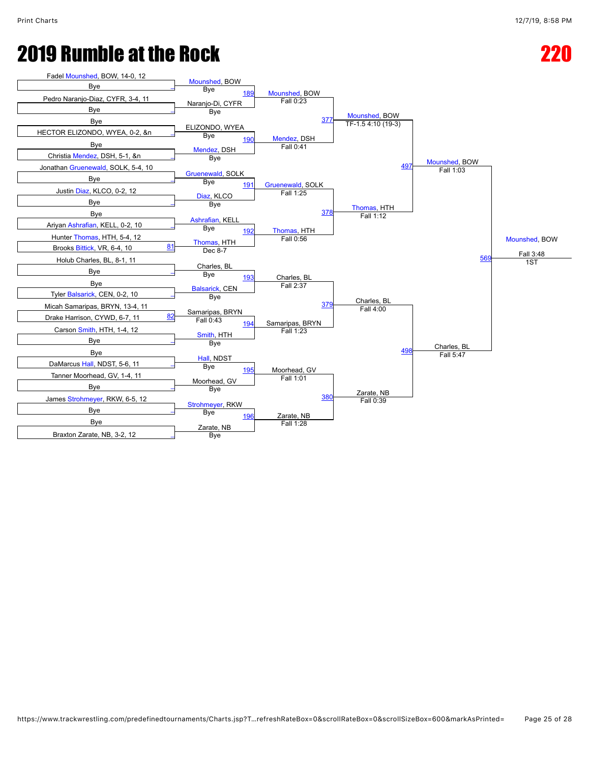# 2019 Rumble at the Rock

# 220

**Round 1**

| Bout | Wrestler | Opponent | Winner | Result |
|---|---|---|---|---|
| | Fadel Mounshed, BOW, 14-0, 12 | Bye | Mounshed, BOW | Bye |
| | Pedro Naranjo-Diaz, CYFR, 3-4, 11 | Bye | Naranjo-Di, CYFR | Bye |
| | Bye | HECTOR ELIZONDO, WYEA, 0-2, &n | ELIZONDO, WYEA | Bye |
| | Bye | Christia Mendez, DSH, 5-1, &n | Mendez, DSH | Bye |
| | Jonathan Gruenewald, SOLK, 5-4, 10 | Bye | Gruenewald, SOLK | Bye |
| | Justin Diaz, KLCO, 0-2, 12 | Bye | Diaz, KLCO | Bye |
| | Bye | Ariyan Ashrafian, KELL, 0-2, 10 | Ashrafian, KELL | Bye |
| 81 | Hunter Thomas, HTH, 5-4, 12 | Brooks Bittick, VR, 6-4, 10 | Thomas, HTH | Dec 8-7 |
| | Holub Charles, BL, 8-1, 11 | Bye | Charles, BL | Bye |
| | Bye | Tyler Balsarick, CEN, 0-2, 10 | Balsarick, CEN | Bye |
| 82 | Micah Samaripas, BRYN, 13-4, 11 | Drake Harrison, CYWD, 6-7, 11 | Samaripas, BRYN | Fall 0:43 |
| | Carson Smith, HTH, 1-4, 12 | Bye | Smith, HTH | Bye |
| | Bye | DaMarcus Hall, NDST, 5-6, 11 | Hall, NDST | Bye |
| | Tanner Moorhead, GV, 1-4, 11 | Bye | Moorhead, GV | Bye |
| | James Strohmeyer, RKW, 6-5, 12 | Bye | Strohmeyer, RKW | Bye |
| | Bye | Braxton Zarate, NB, 3-2, 12 | Zarate, NB | Bye |

**Round 2**

| Bout | Winner | Result |
|---|---|---|
| 189 | Mounshed, BOW | Fall 0:23 |
| 190 | Mendez, DSH | Fall 0:41 |
| 191 | Gruenewald, SOLK | Fall 1:25 |
| 192 | Thomas, HTH | Fall 0:56 |
| 193 | Charles, BL | Fall 2:37 |
| 194 | Samaripas, BRYN | Fall 1:23 |
| 195 | Moorhead, GV | Fall 1:01 |
| 196 | Zarate, NB | Fall 1:28 |

**Quarterfinals**

| Bout | Winner | Result |
|---|---|---|
| 377 | Mounshed, BOW | TF-1.5 4:10 (19-3) |
| 378 | Thomas, HTH | Fall 1:12 |
| 379 | Charles, BL | Fall 4:00 |
| 380 | Zarate, NB | Fall 0:39 |

**Semifinals**

| Bout | Winner | Result |
|---|---|---|
| 497 | Mounshed, BOW | Fall 1:03 |
| 498 | Charles, BL | Fall 5:47 |

**Final**

| Bout | Winner | Result |
|---|---|---|
| 569 | Mounshed, BOW | Fall 3:48 |

1ST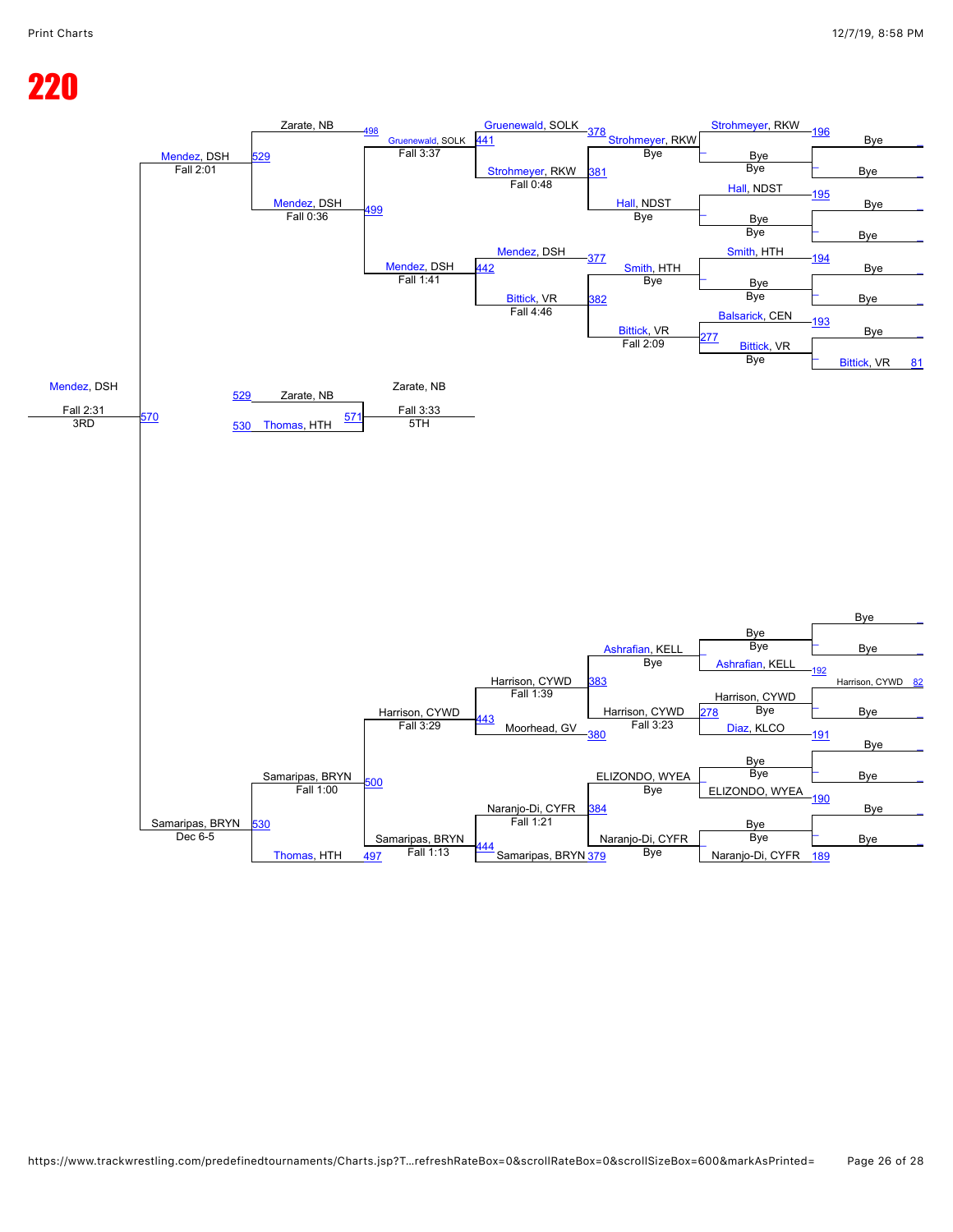# 220

**Consolation bracket (upper half)**

| Match | Wrestler | Result |
|---|---|---|
| 196 | Strohmeyer, RKW vs Bye | Bye |
| 195 | Hall, NDST vs Bye | Bye |
| 194 | Smith, HTH vs Bye | Bye |
| 193 | Balsarick, CEN vs Bittick, VR | Bittick, VR (81) |
| 378 | Gruenewald, SOLK vs Strohmeyer, RKW | Strohmeyer, RKW — Bye |
| 381 | Hall, NDST | Bye |
| 377 | Mendez, DSH vs Smith, HTH | Smith, HTH — Bye |
| 382 / 277 | Bittick, VR | Bittick, VR — Fall 2:09 |
| 441 | Gruenewald, SOLK vs Strohmeyer, RKW | Strohmeyer, RKW — Fall 0:48 |
| 442 | Mendez, DSH vs Bittick, VR | Bittick, VR — Fall 4:46 |
| 498 | Zarate, NB vs Gruenewald, SOLK | Gruenewald, SOLK — Fall 3:37 |
| 499 | Mendez, DSH | Mendez, DSH — Fall 1:41 |
| 529 | Zarate, NB vs Mendez, DSH | Mendez, DSH — Fall 0:36 |
| 529 | Mendez, DSH | Mendez, DSH — Fall 2:01 |

**3rd Place (570):** Mendez, DSH — Fall 2:31 — 3RD

**5th Place (571):** 529 Zarate, NB vs 530 Thomas, HTH — Zarate, NB — Fall 3:33 — 5TH

**Consolation bracket (lower half)**

| Match | Wrestler | Result |
|---|---|---|
| 192 | Bye vs Ashrafian, KELL | Bye |
| 82 | Harrison, CYWD | Bye |
| 191 | Diaz, KLCO | Bye |
| 190 | ELIZONDO, WYEA | Bye |
| 189 | Naranjo-Di, CYFR | Bye |
| 383 | Ashrafian, KELL | Bye |
| 278 | Harrison, CYWD vs Diaz, KLCO | Harrison, CYWD — Fall 3:23 |
| 380 | Moorhead, GV | |
| 384 | ELIZONDO, WYEA | Bye |
| 379 | Naranjo-Di, CYFR vs Samaripas, BRYN | Naranjo-Di, CYFR — Bye |
| 443 | Harrison, CYWD vs Moorhead, GV | Harrison, CYWD — Fall 1:39 |
| 444 | Naranjo-Di, CYFR vs Samaripas, BRYN | Naranjo-Di, CYFR — Fall 1:21 |
| 500 | Harrison, CYWD vs Samaripas, BRYN | Harrison, CYWD — Fall 3:29; Samaripas, BRYN — Fall 1:13 |
| 497 | Thomas, HTH | |
| 530 | Samaripas, BRYN vs Thomas, HTH | Samaripas, BRYN — Fall 1:00 |
| 530 | Samaripas, BRYN | Dec 6-5 |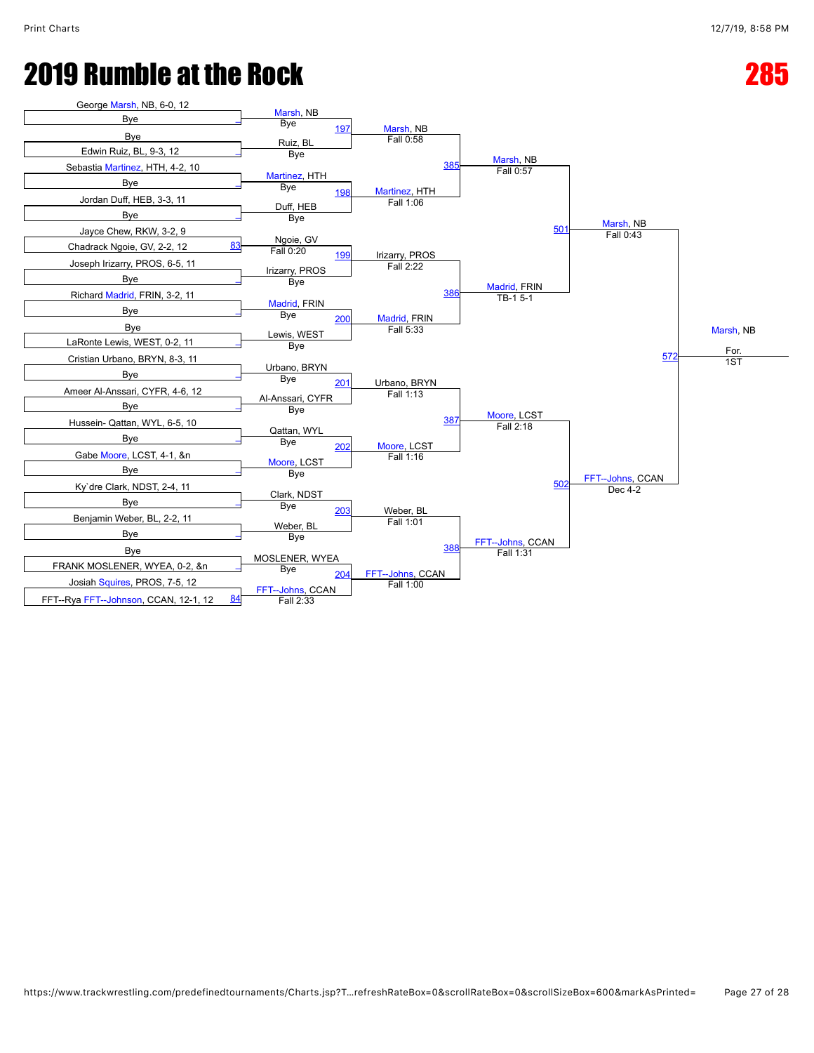# 2019 Rumble at the Rock

# 285

## First Round

| Match | Wrestler | Opponent |
|---|---|---|
| | George Marsh, NB, 6-0, 12 | Bye |
| | Bye | Edwin Ruiz, BL, 9-3, 12 |
| | Sebastia Martinez, HTH, 4-2, 10 | Bye |
| | Jordan Duff, HEB, 3-3, 11 | Bye |
| 83 | Jayce Chew, RKW, 3-2, 9 | Chadrack Ngoie, GV, 2-2, 12 |
| | Joseph Irizarry, PROS, 6-5, 11 | Bye |
| | Richard Madrid, FRIN, 3-2, 11 | Bye |
| | Bye | LaRonte Lewis, WEST, 0-2, 11 |
| | Cristian Urbano, BRYN, 8-3, 11 | Bye |
| | Ameer Al-Anssari, CYFR, 4-6, 12 | Bye |
| | Hussein- Qattan, WYL, 6-5, 10 | Bye |
| | Gabe Moore, LCST, 4-1, &n | Bye |
| | Ky`dre Clark, NDST, 2-4, 11 | Bye |
| | Benjamin Weber, BL, 2-2, 11 | Bye |
| | Bye | FRANK MOSLENER, WYEA, 0-2, &n |
| 84 | Josiah Squires, PROS, 7-5, 12 | FFT--Rya FFT--Johnson, CCAN, 12-1, 12 |

## Second Round

| Match | Wrestler | Opponent | Winner | Result |
|---|---|---|---|---|
| 197 | Marsh, NB (Bye) | Ruiz, BL (Bye) | Marsh, NB | Fall 0:58 |
| 198 | Martinez, HTH (Bye) | Duff, HEB (Bye) | Martinez, HTH | Fall 1:06 |
| 199 | Ngoie, GV (Fall 0:20) | Irizarry, PROS (Bye) | Irizarry, PROS | Fall 2:22 |
| 200 | Madrid, FRIN (Bye) | Lewis, WEST (Bye) | Madrid, FRIN | Fall 5:33 |
| 201 | Urbano, BRYN (Bye) | Al-Anssari, CYFR (Bye) | Urbano, BRYN | Fall 1:13 |
| 202 | Qattan, WYL (Bye) | Moore, LCST (Bye) | Moore, LCST | Fall 1:16 |
| 203 | Clark, NDST (Bye) | Weber, BL (Bye) | Weber, BL | Fall 1:01 |
| 204 | MOSLENER, WYEA (Bye) | FFT--Johns, CCAN (Fall 2:33) | FFT--Johns, CCAN | Fall 1:00 |

## Quarterfinals

| Match | Winner | Result |
|---|---|---|
| 385 | Marsh, NB | Fall 0:57 |
| 386 | Madrid, FRIN | TB-1 5-1 |
| 387 | Moore, LCST | Fall 2:18 |
| 388 | FFT--Johns, CCAN | Fall 1:31 |

## Semifinals

| Match | Winner | Result |
|---|---|---|
| 501 | Marsh, NB | Fall 0:43 |
| 502 | FFT--Johns, CCAN | Dec 4-2 |

## Final

| Match | Winner | Result |
|---|---|---|
| 572 | Marsh, NB | For. |

1ST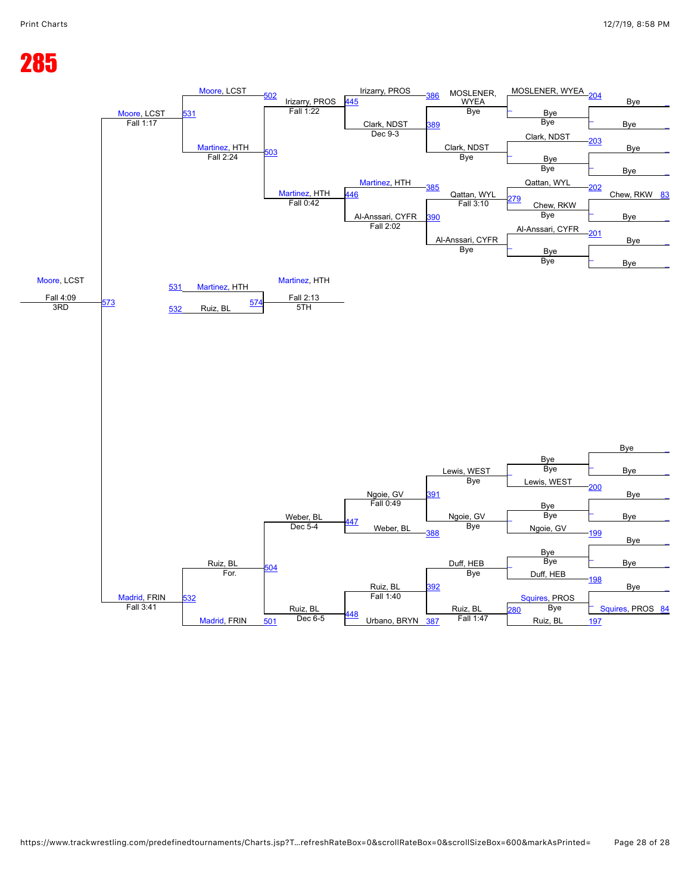# 285

Moore, LCST
Fall 4:09
3RD
573

Moore, LCST
Fall 1:17
531

Moore, LCST
502

Martinez, HTH
Fall 2:24
503

Irizarry, PROS
Fall 1:22
445

Martinez, HTH
Fall 0:42
446

Irizarry, PROS
386

Clark, NDST
Dec 9-3
389

Martinez, HTH
385

Al-Anssari, CYFR
Fall 2:02
390

MOSLENER, WYEA
Bye

Clark, NDST
Bye

Qattan, WYL
Fall 3:10
279

Al-Anssari, CYFR
Bye

MOSLENER, WYEA
204

Bye
Bye

Clark, NDST
203

Bye
Bye

Qattan, WYL
202

Chew, RKW
Bye

Al-Anssari, CYFR
201

Bye
Bye

Bye
Bye
Bye
Bye
Chew, RKW 83
Bye
Bye
Bye

531 Martinez, HTH
532 Ruiz, BL
574

Martinez, HTH
Fall 2:13
5TH

Madrid, FRIN
Fall 3:41
532

Ruiz, BL
For.
504

Madrid, FRIN
501

Weber, BL
Dec 5-4
447

Ruiz, BL
Dec 6-5
448

Ngoie, GV
Fall 0:49
391

Weber, BL
388

Ruiz, BL
Fall 1:40
392

Urbano, BRYN
387

Lewis, WEST
Bye

Ngoie, GV
Bye

Duff, HEB
Bye

Ruiz, BL
Fall 1:47
280

Bye
Bye

Lewis, WEST
200

Bye
Bye

Ngoie, GV
199

Bye
Bye

Duff, HEB
198

Squires, PROS
Bye

Ruiz, BL
197

Bye
Bye
Bye
Bye
Bye
Bye
Bye
Squires, PROS 84